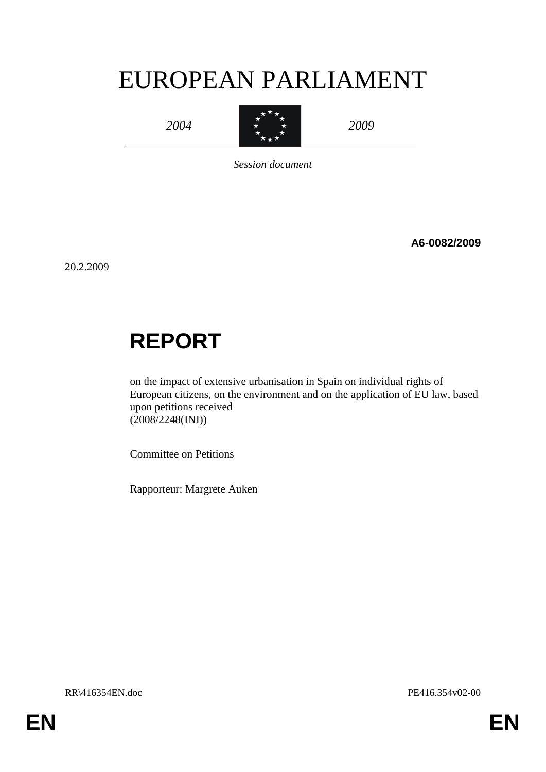# EUROPEAN PARLIAMENT

*2004* *2009*

*Session document*

**A6-0082/2009**

20.2.2009

# REPORT

on the impact of extensive urbanisation in Spain on individual rights of European citizens, on the environment and on the application of EU law, based upon petitions received
(2008/2248(INI))

Committee on Petitions

Rapporteur: Margrete Auken

RR\416354EN.doc PE416.354v02-00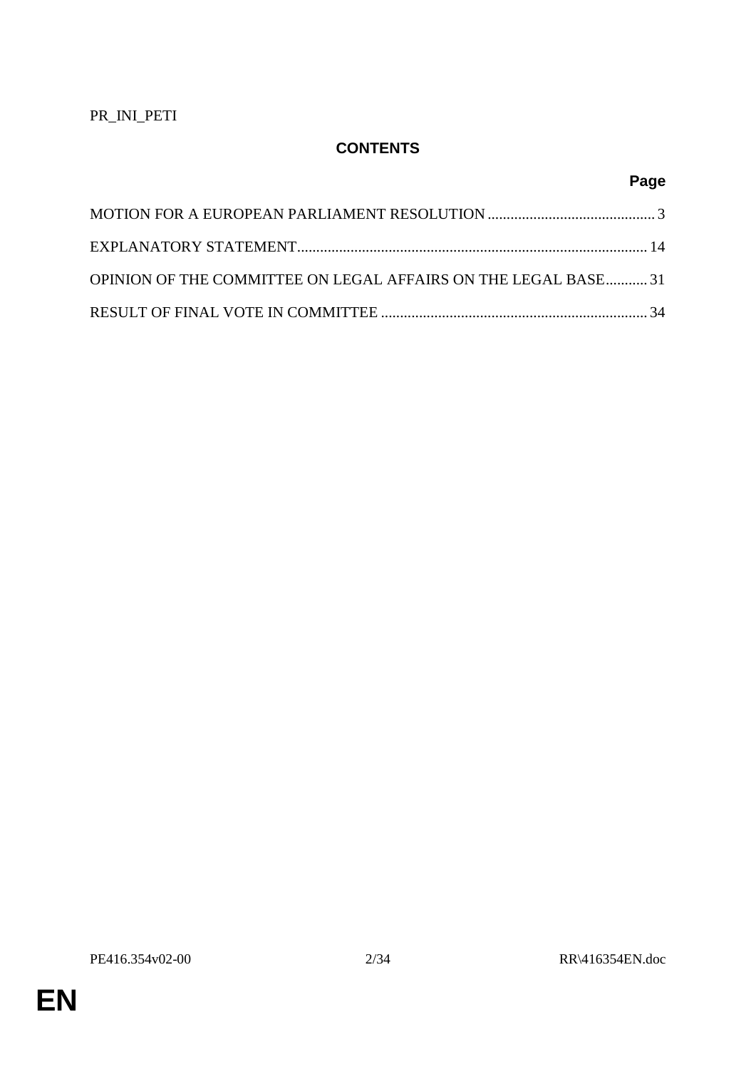PR_INI_PETI

## CONTENTS

| | Page |
|---|---|
| MOTION FOR A EUROPEAN PARLIAMENT RESOLUTION | 3 |
| EXPLANATORY STATEMENT | 14 |
| OPINION OF THE COMMITTEE ON LEGAL AFFAIRS ON THE LEGAL BASE | 31 |
| RESULT OF FINAL VOTE IN COMMITTEE | 34 |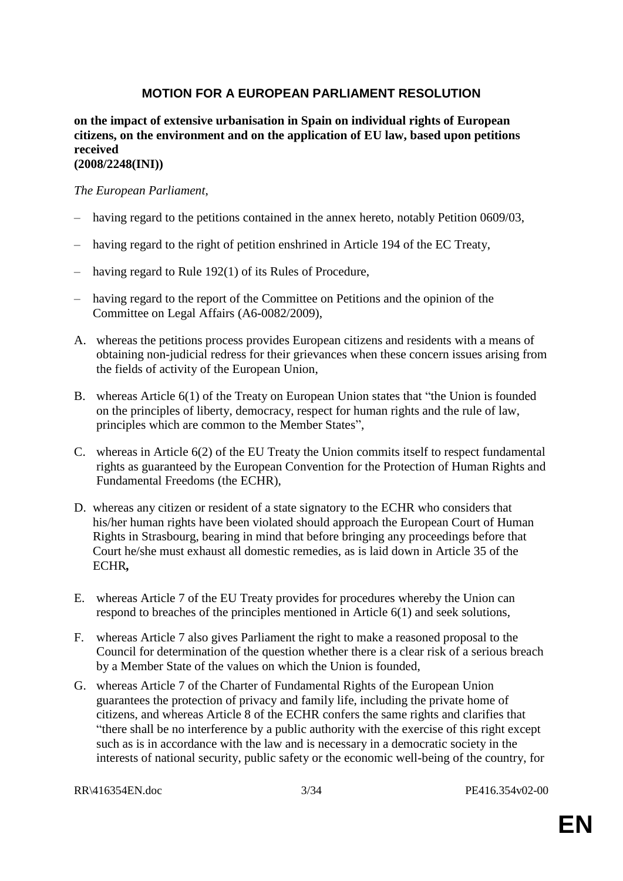## MOTION FOR A EUROPEAN PARLIAMENT RESOLUTION

**on the impact of extensive urbanisation in Spain on individual rights of European citizens, on the environment and on the application of EU law, based upon petitions received**
**(2008/2248(INI))**

*The European Parliament*,

– having regard to the petitions contained in the annex hereto, notably Petition 0609/03,

– having regard to the right of petition enshrined in Article 194 of the EC Treaty,

– having regard to Rule 192(1) of its Rules of Procedure,

– having regard to the report of the Committee on Petitions and the opinion of the Committee on Legal Affairs (A6-0082/2009),

A. whereas the petitions process provides European citizens and residents with a means of obtaining non-judicial redress for their grievances when these concern issues arising from the fields of activity of the European Union,

B. whereas Article 6(1) of the Treaty on European Union states that "the Union is founded on the principles of liberty, democracy, respect for human rights and the rule of law, principles which are common to the Member States",

C. whereas in Article 6(2) of the EU Treaty the Union commits itself to respect fundamental rights as guaranteed by the European Convention for the Protection of Human Rights and Fundamental Freedoms (the ECHR),

D. whereas any citizen or resident of a state signatory to the ECHR who considers that his/her human rights have been violated should approach the European Court of Human Rights in Strasbourg, bearing in mind that before bringing any proceedings before that Court he/she must exhaust all domestic remedies, as is laid down in Article 35 of the ECHR**,**

E. whereas Article 7 of the EU Treaty provides for procedures whereby the Union can respond to breaches of the principles mentioned in Article 6(1) and seek solutions,

F. whereas Article 7 also gives Parliament the right to make a reasoned proposal to the Council for determination of the question whether there is a clear risk of a serious breach by a Member State of the values on which the Union is founded,

G. whereas Article 7 of the Charter of Fundamental Rights of the European Union guarantees the protection of privacy and family life, including the private home of citizens, and whereas Article 8 of the ECHR confers the same rights and clarifies that "there shall be no interference by a public authority with the exercise of this right except such as is in accordance with the law and is necessary in a democratic society in the interests of national security, public safety or the economic well-being of the country, for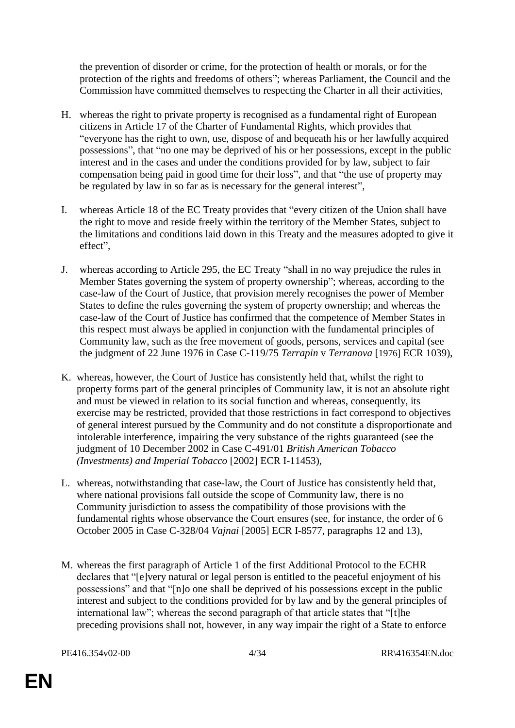the prevention of disorder or crime, for the protection of health or morals, or for the protection of the rights and freedoms of others"; whereas Parliament, the Council and the Commission have committed themselves to respecting the Charter in all their activities,

H. whereas the right to private property is recognised as a fundamental right of European citizens in Article 17 of the Charter of Fundamental Rights, which provides that "everyone has the right to own, use, dispose of and bequeath his or her lawfully acquired possessions", that "no one may be deprived of his or her possessions, except in the public interest and in the cases and under the conditions provided for by law, subject to fair compensation being paid in good time for their loss", and that "the use of property may be regulated by law in so far as is necessary for the general interest",

I. whereas Article 18 of the EC Treaty provides that "every citizen of the Union shall have the right to move and reside freely within the territory of the Member States, subject to the limitations and conditions laid down in this Treaty and the measures adopted to give it effect",

J. whereas according to Article 295, the EC Treaty "shall in no way prejudice the rules in Member States governing the system of property ownership"; whereas, according to the case-law of the Court of Justice, that provision merely recognises the power of Member States to define the rules governing the system of property ownership; and whereas the case-law of the Court of Justice has confirmed that the competence of Member States in this respect must always be applied in conjunction with the fundamental principles of Community law, such as the free movement of goods, persons, services and capital (see the judgment of 22 June 1976 in Case C-119/75 *Terrapin* v *Terranova* [1976] ECR 1039),

K. whereas, however, the Court of Justice has consistently held that, whilst the right to property forms part of the general principles of Community law, it is not an absolute right and must be viewed in relation to its social function and whereas, consequently, its exercise may be restricted, provided that those restrictions in fact correspond to objectives of general interest pursued by the Community and do not constitute a disproportionate and intolerable interference, impairing the very substance of the rights guaranteed (see the judgment of 10 December 2002 in Case C-491/01 *British American Tobacco (Investments) and Imperial Tobacco* [2002] ECR I-11453),

L. whereas, notwithstanding that case-law, the Court of Justice has consistently held that, where national provisions fall outside the scope of Community law, there is no Community jurisdiction to assess the compatibility of those provisions with the fundamental rights whose observance the Court ensures (see, for instance, the order of 6 October 2005 in Case C-328/04 *Vajnai* [2005] ECR I-8577, paragraphs 12 and 13),

M. whereas the first paragraph of Article 1 of the first Additional Protocol to the ECHR declares that "[e]very natural or legal person is entitled to the peaceful enjoyment of his possessions" and that "[n]o one shall be deprived of his possessions except in the public interest and subject to the conditions provided for by law and by the general principles of international law"; whereas the second paragraph of that article states that "[t]he preceding provisions shall not, however, in any way impair the right of a State to enforce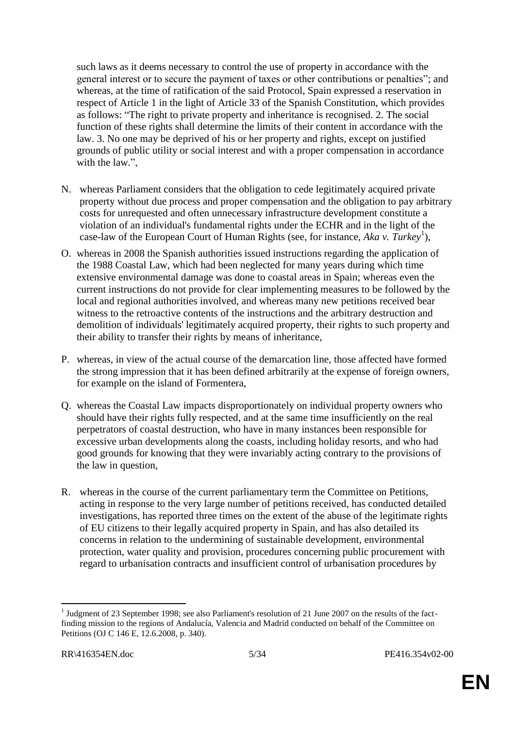such laws as it deems necessary to control the use of property in accordance with the general interest or to secure the payment of taxes or other contributions or penalties"; and whereas, at the time of ratification of the said Protocol, Spain expressed a reservation in respect of Article 1 in the light of Article 33 of the Spanish Constitution, which provides as follows: "The right to private property and inheritance is recognised. 2. The social function of these rights shall determine the limits of their content in accordance with the law. 3. No one may be deprived of his or her property and rights, except on justified grounds of public utility or social interest and with a proper compensation in accordance with the law.",

N. whereas Parliament considers that the obligation to cede legitimately acquired private property without due process and proper compensation and the obligation to pay arbitrary costs for unrequested and often unnecessary infrastructure development constitute a violation of an individual's fundamental rights under the ECHR and in the light of the case-law of the European Court of Human Rights (see, for instance, *Aka v. Turkey*[1]),

O. whereas in 2008 the Spanish authorities issued instructions regarding the application of the 1988 Coastal Law, which had been neglected for many years during which time extensive environmental damage was done to coastal areas in Spain; whereas even the current instructions do not provide for clear implementing measures to be followed by the local and regional authorities involved, and whereas many new petitions received bear witness to the retroactive contents of the instructions and the arbitrary destruction and demolition of individuals' legitimately acquired property, their rights to such property and their ability to transfer their rights by means of inheritance,

P. whereas, in view of the actual course of the demarcation line, those affected have formed the strong impression that it has been defined arbitrarily at the expense of foreign owners, for example on the island of Formentera,

Q. whereas the Coastal Law impacts disproportionately on individual property owners who should have their rights fully respected, and at the same time insufficiently on the real perpetrators of coastal destruction, who have in many instances been responsible for excessive urban developments along the coasts, including holiday resorts, and who had good grounds for knowing that they were invariably acting contrary to the provisions of the law in question,

R. whereas in the course of the current parliamentary term the Committee on Petitions, acting in response to the very large number of petitions received, has conducted detailed investigations, has reported three times on the extent of the abuse of the legitimate rights of EU citizens to their legally acquired property in Spain, and has also detailed its concerns in relation to the undermining of sustainable development, environmental protection, water quality and provision, procedures concerning public procurement with regard to urbanisation contracts and insufficient control of urbanisation procedures by

---

[1] Judgment of 23 September 1998; see also Parliament's resolution of 21 June 2007 on the results of the fact-finding mission to the regions of Andalucía, Valencia and Madrid conducted on behalf of the Committee on Petitions (OJ C 146 E, 12.6.2008, p. 340).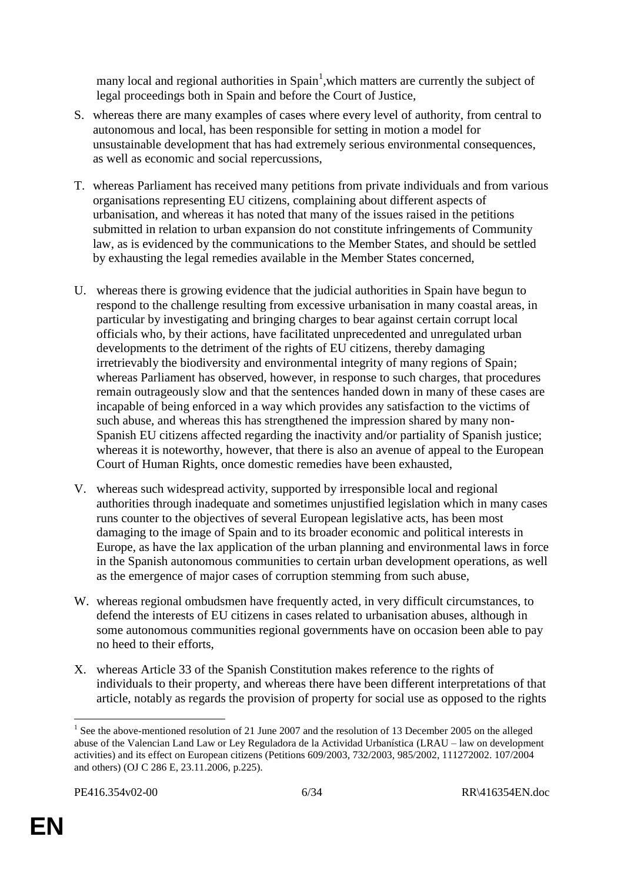many local and regional authorities in Spain[1],which matters are currently the subject of legal proceedings both in Spain and before the Court of Justice,

S. whereas there are many examples of cases where every level of authority, from central to autonomous and local, has been responsible for setting in motion a model for unsustainable development that has had extremely serious environmental consequences, as well as economic and social repercussions,

T. whereas Parliament has received many petitions from private individuals and from various organisations representing EU citizens, complaining about different aspects of urbanisation, and whereas it has noted that many of the issues raised in the petitions submitted in relation to urban expansion do not constitute infringements of Community law, as is evidenced by the communications to the Member States, and should be settled by exhausting the legal remedies available in the Member States concerned,

U. whereas there is growing evidence that the judicial authorities in Spain have begun to respond to the challenge resulting from excessive urbanisation in many coastal areas, in particular by investigating and bringing charges to bear against certain corrupt local officials who, by their actions, have facilitated unprecedented and unregulated urban developments to the detriment of the rights of EU citizens, thereby damaging irretrievably the biodiversity and environmental integrity of many regions of Spain; whereas Parliament has observed, however, in response to such charges, that procedures remain outrageously slow and that the sentences handed down in many of these cases are incapable of being enforced in a way which provides any satisfaction to the victims of such abuse, and whereas this has strengthened the impression shared by many non-Spanish EU citizens affected regarding the inactivity and/or partiality of Spanish justice; whereas it is noteworthy, however, that there is also an avenue of appeal to the European Court of Human Rights, once domestic remedies have been exhausted,

V. whereas such widespread activity, supported by irresponsible local and regional authorities through inadequate and sometimes unjustified legislation which in many cases runs counter to the objectives of several European legislative acts, has been most damaging to the image of Spain and to its broader economic and political interests in Europe, as have the lax application of the urban planning and environmental laws in force in the Spanish autonomous communities to certain urban development operations, as well as the emergence of major cases of corruption stemming from such abuse,

W. whereas regional ombudsmen have frequently acted, in very difficult circumstances, to defend the interests of EU citizens in cases related to urbanisation abuses, although in some autonomous communities regional governments have on occasion been able to pay no heed to their efforts,

X. whereas Article 33 of the Spanish Constitution makes reference to the rights of individuals to their property, and whereas there have been different interpretations of that article, notably as regards the provision of property for social use as opposed to the rights

---

[1] See the above-mentioned resolution of 21 June 2007 and the resolution of 13 December 2005 on the alleged abuse of the Valencian Land Law or Ley Reguladora de la Actividad Urbanística (LRAU – law on development activities) and its effect on European citizens (Petitions 609/2003, 732/2003, 985/2002, 111272002. 107/2004 and others) (OJ C 286 E, 23.11.2006, p.225).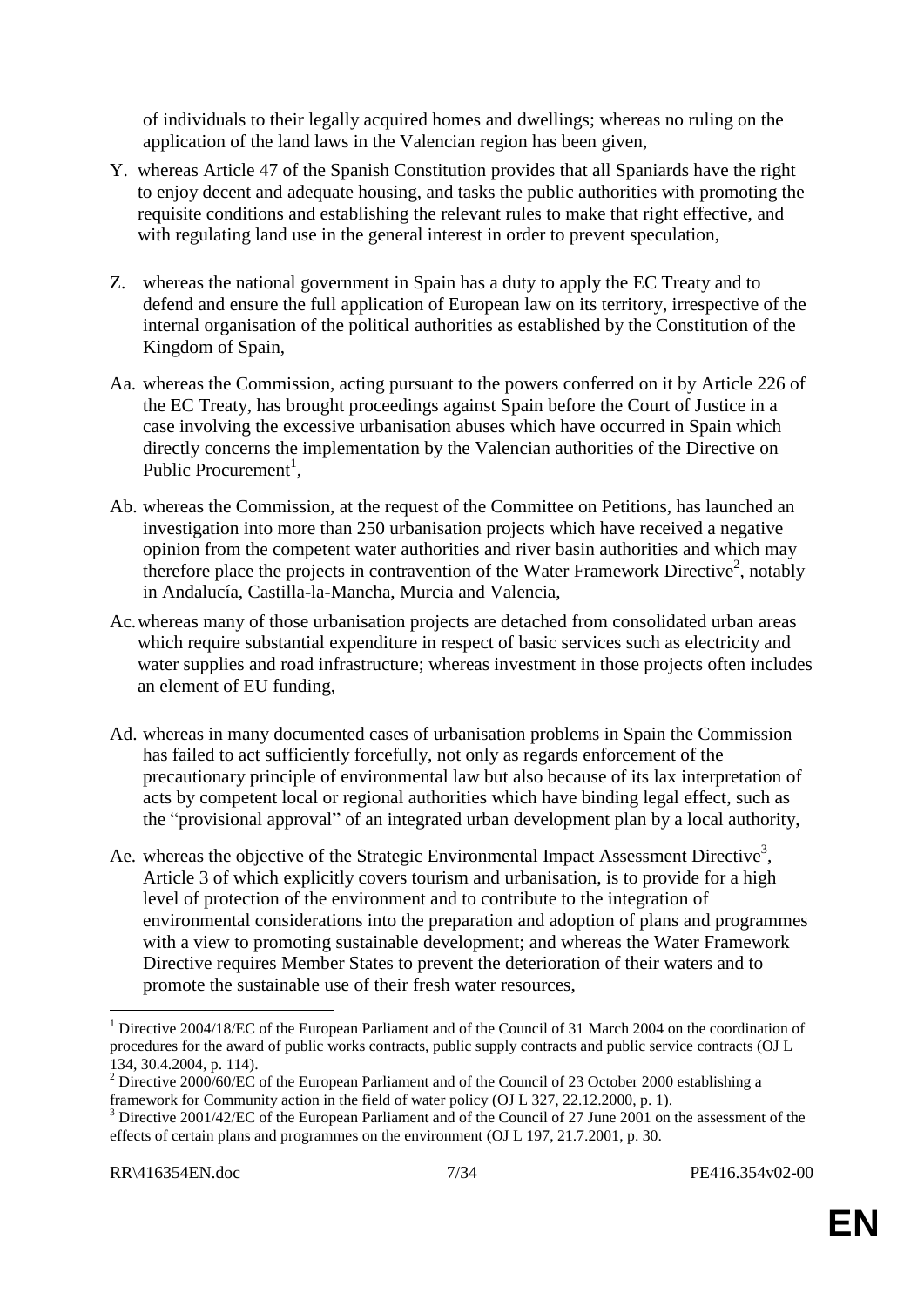of individuals to their legally acquired homes and dwellings; whereas no ruling on the application of the land laws in the Valencian region has been given,

Y. whereas Article 47 of the Spanish Constitution provides that all Spaniards have the right to enjoy decent and adequate housing, and tasks the public authorities with promoting the requisite conditions and establishing the relevant rules to make that right effective, and with regulating land use in the general interest in order to prevent speculation,

Z. whereas the national government in Spain has a duty to apply the EC Treaty and to defend and ensure the full application of European law on its territory, irrespective of the internal organisation of the political authorities as established by the Constitution of the Kingdom of Spain,

Aa. whereas the Commission, acting pursuant to the powers conferred on it by Article 226 of the EC Treaty, has brought proceedings against Spain before the Court of Justice in a case involving the excessive urbanisation abuses which have occurred in Spain which directly concerns the implementation by the Valencian authorities of the Directive on Public Procurement[1],

Ab. whereas the Commission, at the request of the Committee on Petitions, has launched an investigation into more than 250 urbanisation projects which have received a negative opinion from the competent water authorities and river basin authorities and which may therefore place the projects in contravention of the Water Framework Directive[2], notably in Andalucía, Castilla-la-Mancha, Murcia and Valencia,

Ac. whereas many of those urbanisation projects are detached from consolidated urban areas which require substantial expenditure in respect of basic services such as electricity and water supplies and road infrastructure; whereas investment in those projects often includes an element of EU funding,

Ad. whereas in many documented cases of urbanisation problems in Spain the Commission has failed to act sufficiently forcefully, not only as regards enforcement of the precautionary principle of environmental law but also because of its lax interpretation of acts by competent local or regional authorities which have binding legal effect, such as the "provisional approval" of an integrated urban development plan by a local authority,

Ae. whereas the objective of the Strategic Environmental Impact Assessment Directive[3], Article 3 of which explicitly covers tourism and urbanisation, is to provide for a high level of protection of the environment and to contribute to the integration of environmental considerations into the preparation and adoption of plans and programmes with a view to promoting sustainable development; and whereas the Water Framework Directive requires Member States to prevent the deterioration of their waters and to promote the sustainable use of their fresh water resources,

---

[1] Directive 2004/18/EC of the European Parliament and of the Council of 31 March 2004 on the coordination of procedures for the award of public works contracts, public supply contracts and public service contracts (OJ L 134, 30.4.2004, p. 114).

[2] Directive 2000/60/EC of the European Parliament and of the Council of 23 October 2000 establishing a framework for Community action in the field of water policy (OJ L 327, 22.12.2000, p. 1).

[3] Directive 2001/42/EC of the European Parliament and of the Council of 27 June 2001 on the assessment of the effects of certain plans and programmes on the environment (OJ L 197, 21.7.2001, p. 30.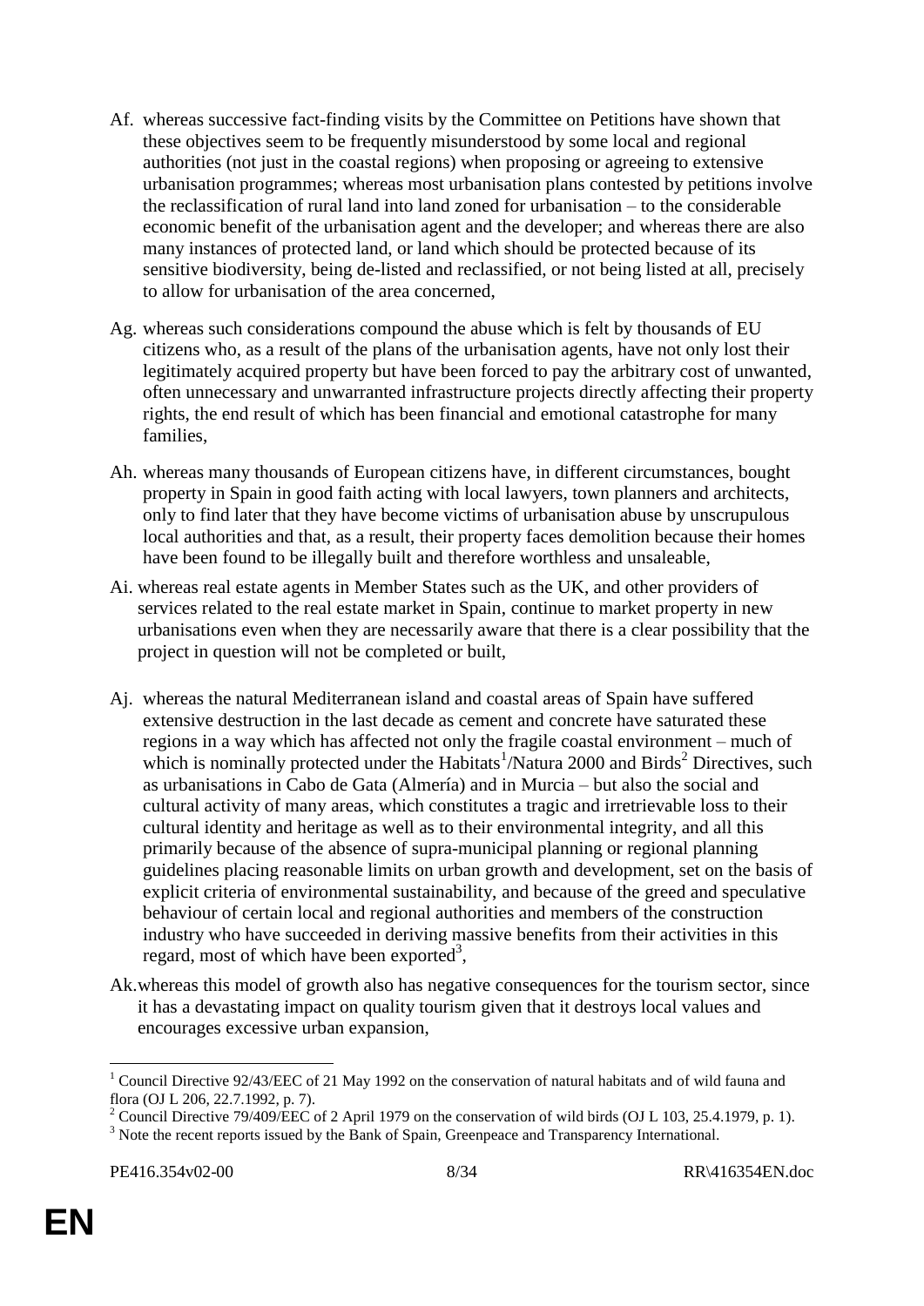Af. whereas successive fact-finding visits by the Committee on Petitions have shown that these objectives seem to be frequently misunderstood by some local and regional authorities (not just in the coastal regions) when proposing or agreeing to extensive urbanisation programmes; whereas most urbanisation plans contested by petitions involve the reclassification of rural land into land zoned for urbanisation – to the considerable economic benefit of the urbanisation agent and the developer; and whereas there are also many instances of protected land, or land which should be protected because of its sensitive biodiversity, being de-listed and reclassified, or not being listed at all, precisely to allow for urbanisation of the area concerned,

Ag. whereas such considerations compound the abuse which is felt by thousands of EU citizens who, as a result of the plans of the urbanisation agents, have not only lost their legitimately acquired property but have been forced to pay the arbitrary cost of unwanted, often unnecessary and unwarranted infrastructure projects directly affecting their property rights, the end result of which has been financial and emotional catastrophe for many families,

Ah. whereas many thousands of European citizens have, in different circumstances, bought property in Spain in good faith acting with local lawyers, town planners and architects, only to find later that they have become victims of urbanisation abuse by unscrupulous local authorities and that, as a result, their property faces demolition because their homes have been found to be illegally built and therefore worthless and unsaleable,

Ai. whereas real estate agents in Member States such as the UK, and other providers of services related to the real estate market in Spain, continue to market property in new urbanisations even when they are necessarily aware that there is a clear possibility that the project in question will not be completed or built,

Aj. whereas the natural Mediterranean island and coastal areas of Spain have suffered extensive destruction in the last decade as cement and concrete have saturated these regions in a way which has affected not only the fragile coastal environment – much of which is nominally protected under the Habitats[1]/Natura 2000 and Birds[2] Directives, such as urbanisations in Cabo de Gata (Almería) and in Murcia – but also the social and cultural activity of many areas, which constitutes a tragic and irretrievable loss to their cultural identity and heritage as well as to their environmental integrity, and all this primarily because of the absence of supra-municipal planning or regional planning guidelines placing reasonable limits on urban growth and development, set on the basis of explicit criteria of environmental sustainability, and because of the greed and speculative behaviour of certain local and regional authorities and members of the construction industry who have succeeded in deriving massive benefits from their activities in this regard, most of which have been exported[3],

Ak. whereas this model of growth also has negative consequences for the tourism sector, since it has a devastating impact on quality tourism given that it destroys local values and encourages excessive urban expansion,

---

[1] Council Directive 92/43/EEC of 21 May 1992 on the conservation of natural habitats and of wild fauna and flora (OJ L 206, 22.7.1992, p. 7).

[2] Council Directive 79/409/EEC of 2 April 1979 on the conservation of wild birds (OJ L 103, 25.4.1979, p. 1).

[3] Note the recent reports issued by the Bank of Spain, Greenpeace and Transparency International.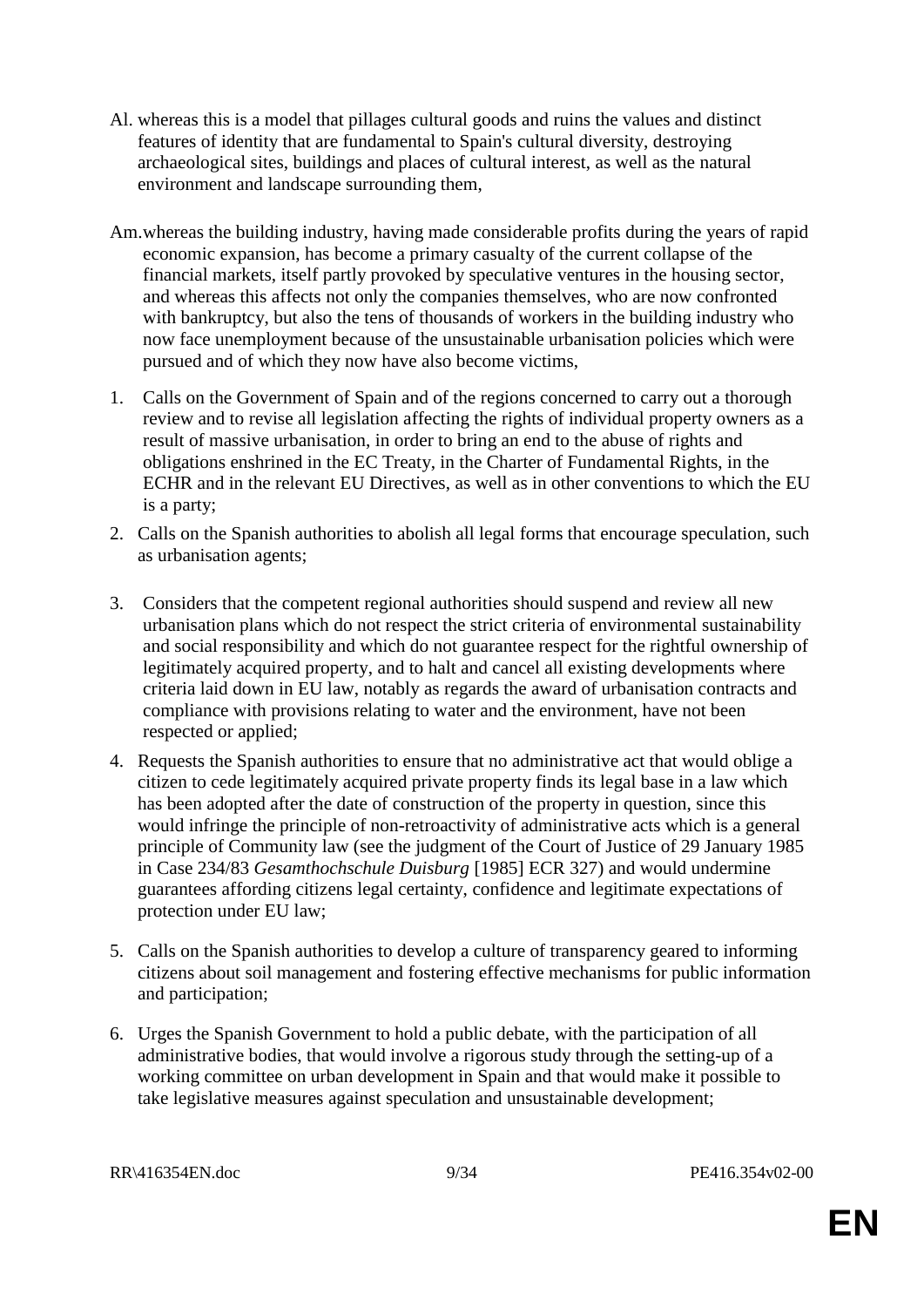Al. whereas this is a model that pillages cultural goods and ruins the values and distinct features of identity that are fundamental to Spain's cultural diversity, destroying archaeological sites, buildings and places of cultural interest, as well as the natural environment and landscape surrounding them,

Am. whereas the building industry, having made considerable profits during the years of rapid economic expansion, has become a primary casualty of the current collapse of the financial markets, itself partly provoked by speculative ventures in the housing sector, and whereas this affects not only the companies themselves, who are now confronted with bankruptcy, but also the tens of thousands of workers in the building industry who now face unemployment because of the unsustainable urbanisation policies which were pursued and of which they now have also become victims,

1. Calls on the Government of Spain and of the regions concerned to carry out a thorough review and to revise all legislation affecting the rights of individual property owners as a result of massive urbanisation, in order to bring an end to the abuse of rights and obligations enshrined in the EC Treaty, in the Charter of Fundamental Rights, in the ECHR and in the relevant EU Directives, as well as in other conventions to which the EU is a party;

2. Calls on the Spanish authorities to abolish all legal forms that encourage speculation, such as urbanisation agents;

3. Considers that the competent regional authorities should suspend and review all new urbanisation plans which do not respect the strict criteria of environmental sustainability and social responsibility and which do not guarantee respect for the rightful ownership of legitimately acquired property, and to halt and cancel all existing developments where criteria laid down in EU law, notably as regards the award of urbanisation contracts and compliance with provisions relating to water and the environment, have not been respected or applied;

4. Requests the Spanish authorities to ensure that no administrative act that would oblige a citizen to cede legitimately acquired private property finds its legal base in a law which has been adopted after the date of construction of the property in question, since this would infringe the principle of non-retroactivity of administrative acts which is a general principle of Community law (see the judgment of the Court of Justice of 29 January 1985 in Case 234/83 *Gesamthochschule Duisburg* [1985] ECR 327) and would undermine guarantees affording citizens legal certainty, confidence and legitimate expectations of protection under EU law;

5. Calls on the Spanish authorities to develop a culture of transparency geared to informing citizens about soil management and fostering effective mechanisms for public information and participation;

6. Urges the Spanish Government to hold a public debate, with the participation of all administrative bodies, that would involve a rigorous study through the setting-up of a working committee on urban development in Spain and that would make it possible to take legislative measures against speculation and unsustainable development;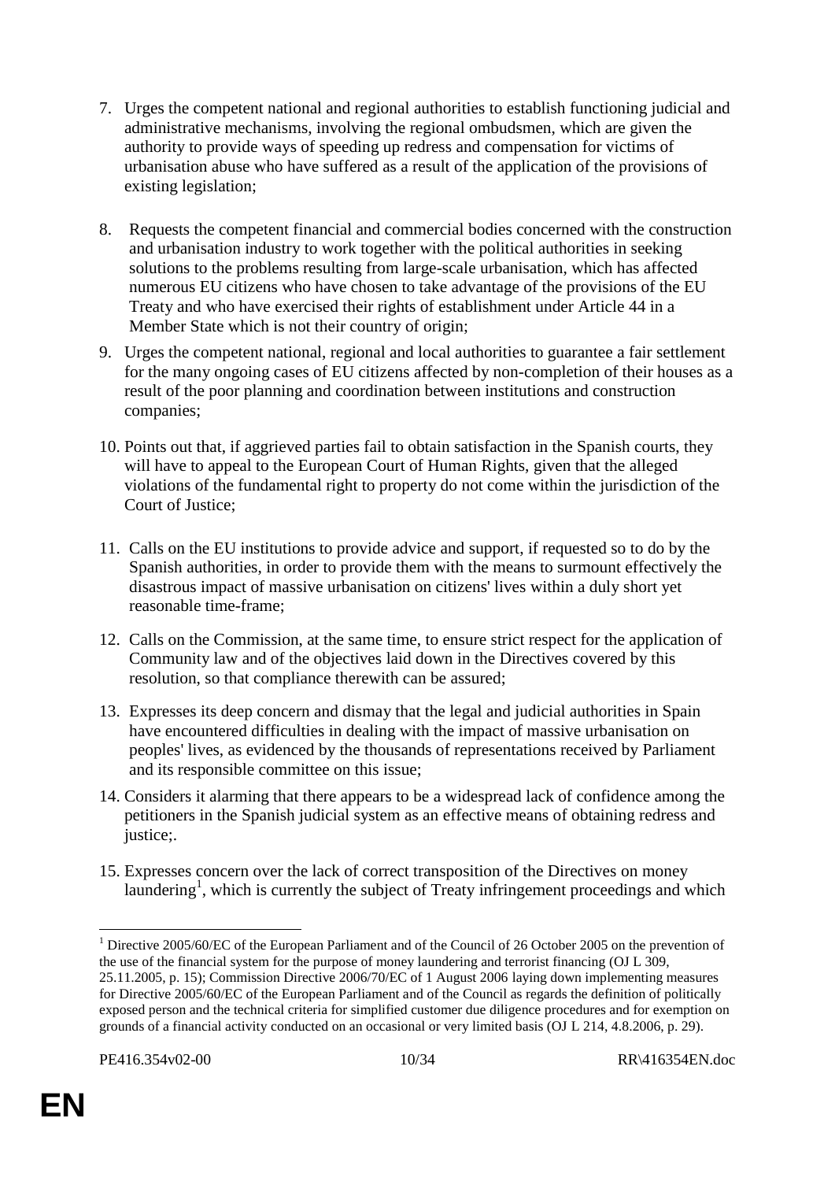7. Urges the competent national and regional authorities to establish functioning judicial and administrative mechanisms, involving the regional ombudsmen, which are given the authority to provide ways of speeding up redress and compensation for victims of urbanisation abuse who have suffered as a result of the application of the provisions of existing legislation;

8. Requests the competent financial and commercial bodies concerned with the construction and urbanisation industry to work together with the political authorities in seeking solutions to the problems resulting from large-scale urbanisation, which has affected numerous EU citizens who have chosen to take advantage of the provisions of the EU Treaty and who have exercised their rights of establishment under Article 44 in a Member State which is not their country of origin;

9. Urges the competent national, regional and local authorities to guarantee a fair settlement for the many ongoing cases of EU citizens affected by non-completion of their houses as a result of the poor planning and coordination between institutions and construction companies;

10. Points out that, if aggrieved parties fail to obtain satisfaction in the Spanish courts, they will have to appeal to the European Court of Human Rights, given that the alleged violations of the fundamental right to property do not come within the jurisdiction of the Court of Justice;

11. Calls on the EU institutions to provide advice and support, if requested so to do by the Spanish authorities, in order to provide them with the means to surmount effectively the disastrous impact of massive urbanisation on citizens' lives within a duly short yet reasonable time-frame;

12. Calls on the Commission, at the same time, to ensure strict respect for the application of Community law and of the objectives laid down in the Directives covered by this resolution, so that compliance therewith can be assured;

13. Expresses its deep concern and dismay that the legal and judicial authorities in Spain have encountered difficulties in dealing with the impact of massive urbanisation on peoples' lives, as evidenced by the thousands of representations received by Parliament and its responsible committee on this issue;

14. Considers it alarming that there appears to be a widespread lack of confidence among the petitioners in the Spanish judicial system as an effective means of obtaining redress and justice;.

15. Expresses concern over the lack of correct transposition of the Directives on money laundering[1], which is currently the subject of Treaty infringement proceedings and which

[1] Directive 2005/60/EC of the European Parliament and of the Council of 26 October 2005 on the prevention of the use of the financial system for the purpose of money laundering and terrorist financing (OJ L 309, 25.11.2005, p. 15); Commission Directive 2006/70/EC of 1 August 2006 laying down implementing measures for Directive 2005/60/EC of the European Parliament and of the Council as regards the definition of politically exposed person and the technical criteria for simplified customer due diligence procedures and for exemption on grounds of a financial activity conducted on an occasional or very limited basis (OJ L 214, 4.8.2006, p. 29).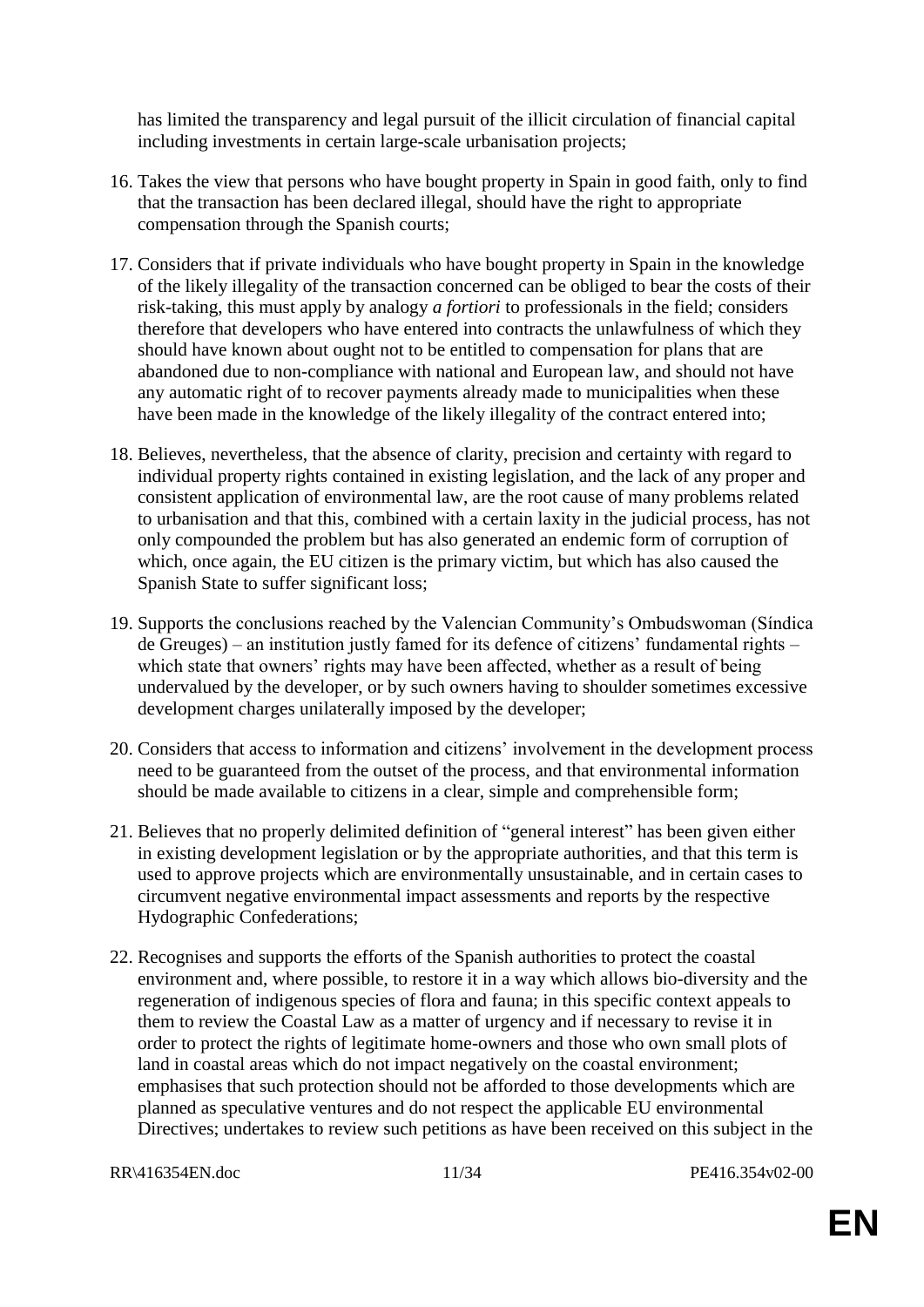has limited the transparency and legal pursuit of the illicit circulation of financial capital including investments in certain large-scale urbanisation projects;

16. Takes the view that persons who have bought property in Spain in good faith, only to find that the transaction has been declared illegal, should have the right to appropriate compensation through the Spanish courts;

17. Considers that if private individuals who have bought property in Spain in the knowledge of the likely illegality of the transaction concerned can be obliged to bear the costs of their risk-taking, this must apply by analogy *a fortiori* to professionals in the field; considers therefore that developers who have entered into contracts the unlawfulness of which they should have known about ought not to be entitled to compensation for plans that are abandoned due to non-compliance with national and European law, and should not have any automatic right of to recover payments already made to municipalities when these have been made in the knowledge of the likely illegality of the contract entered into;

18. Believes, nevertheless, that the absence of clarity, precision and certainty with regard to individual property rights contained in existing legislation, and the lack of any proper and consistent application of environmental law, are the root cause of many problems related to urbanisation and that this, combined with a certain laxity in the judicial process, has not only compounded the problem but has also generated an endemic form of corruption of which, once again, the EU citizen is the primary victim, but which has also caused the Spanish State to suffer significant loss;

19. Supports the conclusions reached by the Valencian Community's Ombudswoman (Síndica de Greuges) – an institution justly famed for its defence of citizens' fundamental rights – which state that owners' rights may have been affected, whether as a result of being undervalued by the developer, or by such owners having to shoulder sometimes excessive development charges unilaterally imposed by the developer;

20. Considers that access to information and citizens' involvement in the development process need to be guaranteed from the outset of the process, and that environmental information should be made available to citizens in a clear, simple and comprehensible form;

21. Believes that no properly delimited definition of "general interest" has been given either in existing development legislation or by the appropriate authorities, and that this term is used to approve projects which are environmentally unsustainable, and in certain cases to circumvent negative environmental impact assessments and reports by the respective Hydographic Confederations;

22. Recognises and supports the efforts of the Spanish authorities to protect the coastal environment and, where possible, to restore it in a way which allows bio-diversity and the regeneration of indigenous species of flora and fauna; in this specific context appeals to them to review the Coastal Law as a matter of urgency and if necessary to revise it in order to protect the rights of legitimate home-owners and those who own small plots of land in coastal areas which do not impact negatively on the coastal environment; emphasises that such protection should not be afforded to those developments which are planned as speculative ventures and do not respect the applicable EU environmental Directives; undertakes to review such petitions as have been received on this subject in the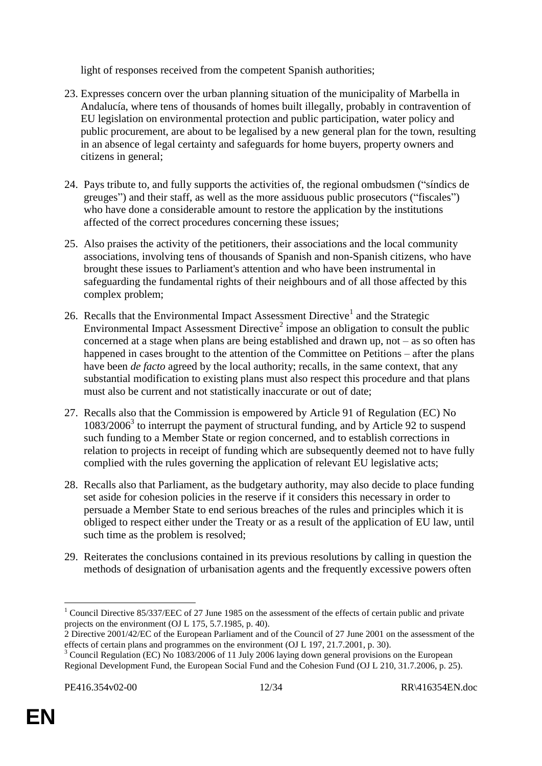light of responses received from the competent Spanish authorities;

23. Expresses concern over the urban planning situation of the municipality of Marbella in Andalucía, where tens of thousands of homes built illegally, probably in contravention of EU legislation on environmental protection and public participation, water policy and public procurement, are about to be legalised by a new general plan for the town, resulting in an absence of legal certainty and safeguards for home buyers, property owners and citizens in general;

24. Pays tribute to, and fully supports the activities of, the regional ombudsmen ("síndics de greuges") and their staff, as well as the more assiduous public prosecutors ("fiscales") who have done a considerable amount to restore the application by the institutions affected of the correct procedures concerning these issues;

25. Also praises the activity of the petitioners, their associations and the local community associations, involving tens of thousands of Spanish and non-Spanish citizens, who have brought these issues to Parliament's attention and who have been instrumental in safeguarding the fundamental rights of their neighbours and of all those affected by this complex problem;

26. Recalls that the Environmental Impact Assessment Directive[1] and the Strategic Environmental Impact Assessment Directive[2] impose an obligation to consult the public concerned at a stage when plans are being established and drawn up, not – as so often has happened in cases brought to the attention of the Committee on Petitions – after the plans have been *de facto* agreed by the local authority; recalls, in the same context, that any substantial modification to existing plans must also respect this procedure and that plans must also be current and not statistically inaccurate or out of date;

27. Recalls also that the Commission is empowered by Article 91 of Regulation (EC) No 1083/2006[3] to interrupt the payment of structural funding, and by Article 92 to suspend such funding to a Member State or region concerned, and to establish corrections in relation to projects in receipt of funding which are subsequently deemed not to have fully complied with the rules governing the application of relevant EU legislative acts;

28. Recalls also that Parliament, as the budgetary authority, may also decide to place funding set aside for cohesion policies in the reserve if it considers this necessary in order to persuade a Member State to end serious breaches of the rules and principles which it is obliged to respect either under the Treaty or as a result of the application of EU law, until such time as the problem is resolved;

29. Reiterates the conclusions contained in its previous resolutions by calling in question the methods of designation of urbanisation agents and the frequently excessive powers often

---

[1] Council Directive 85/337/EEC of 27 June 1985 on the assessment of the effects of certain public and private projects on the environment (OJ L 175, 5.7.1985, p. 40).

[2] Directive 2001/42/EC of the European Parliament and of the Council of 27 June 2001 on the assessment of the effects of certain plans and programmes on the environment (OJ L 197, 21.7.2001, p. 30).

[3] Council Regulation (EC) No 1083/2006 of 11 July 2006 laying down general provisions on the European Regional Development Fund, the European Social Fund and the Cohesion Fund (OJ L 210, 31.7.2006, p. 25).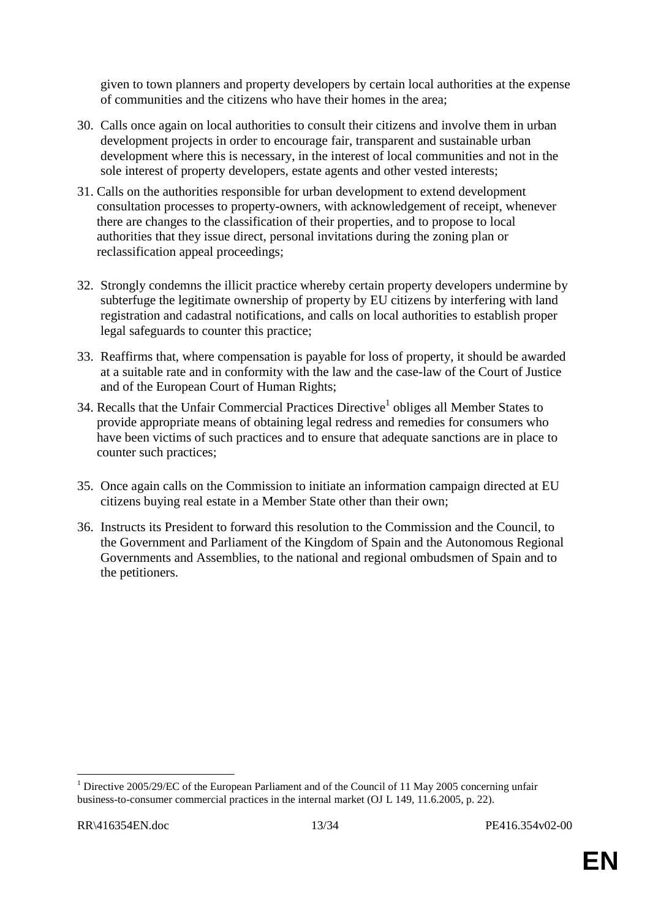given to town planners and property developers by certain local authorities at the expense of communities and the citizens who have their homes in the area;

30. Calls once again on local authorities to consult their citizens and involve them in urban development projects in order to encourage fair, transparent and sustainable urban development where this is necessary, in the interest of local communities and not in the sole interest of property developers, estate agents and other vested interests;

31. Calls on the authorities responsible for urban development to extend development consultation processes to property-owners, with acknowledgement of receipt, whenever there are changes to the classification of their properties, and to propose to local authorities that they issue direct, personal invitations during the zoning plan or reclassification appeal proceedings;

32. Strongly condemns the illicit practice whereby certain property developers undermine by subterfuge the legitimate ownership of property by EU citizens by interfering with land registration and cadastral notifications, and calls on local authorities to establish proper legal safeguards to counter this practice;

33. Reaffirms that, where compensation is payable for loss of property, it should be awarded at a suitable rate and in conformity with the law and the case-law of the Court of Justice and of the European Court of Human Rights;

34. Recalls that the Unfair Commercial Practices Directive[1] obliges all Member States to provide appropriate means of obtaining legal redress and remedies for consumers who have been victims of such practices and to ensure that adequate sanctions are in place to counter such practices;

35. Once again calls on the Commission to initiate an information campaign directed at EU citizens buying real estate in a Member State other than their own;

36. Instructs its President to forward this resolution to the Commission and the Council, to the Government and Parliament of the Kingdom of Spain and the Autonomous Regional Governments and Assemblies, to the national and regional ombudsmen of Spain and to the petitioners.

---

[1] Directive 2005/29/EC of the European Parliament and of the Council of 11 May 2005 concerning unfair business-to-consumer commercial practices in the internal market (OJ L 149, 11.6.2005, p. 22).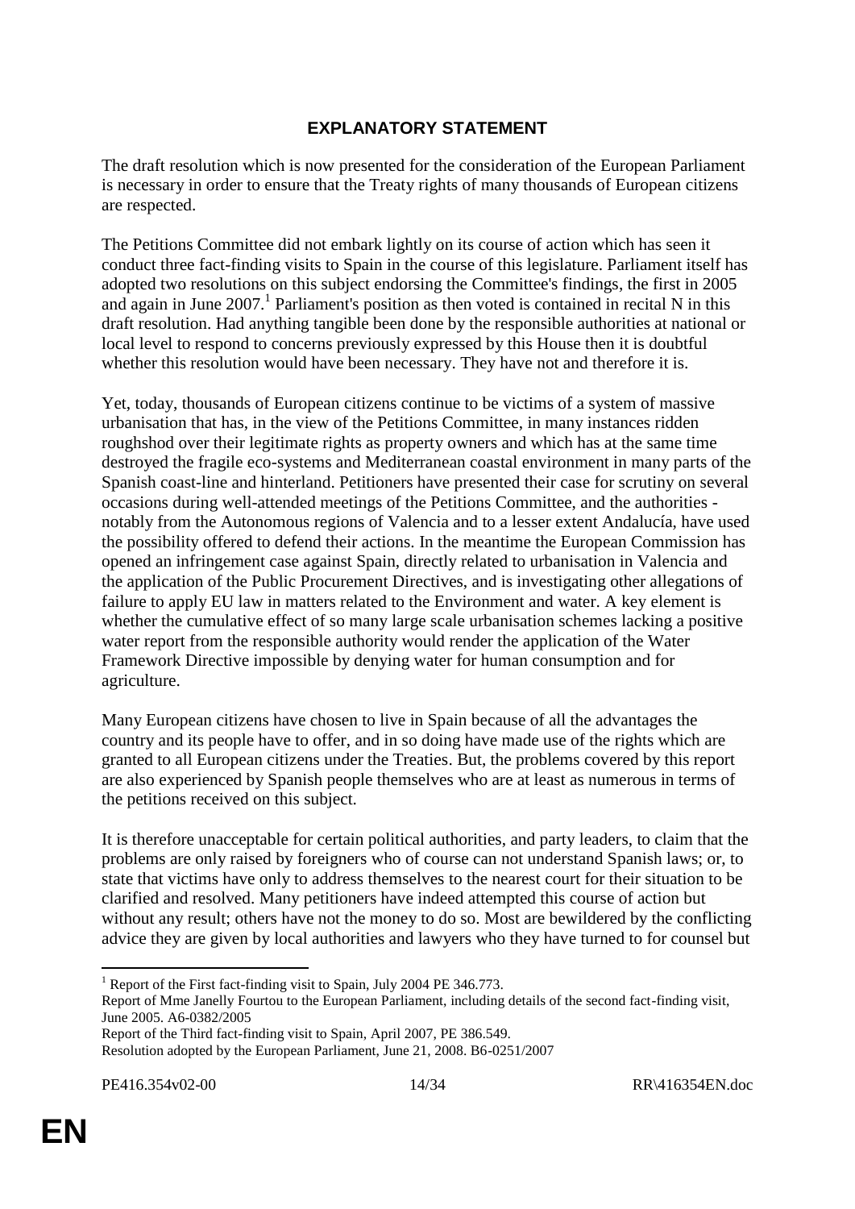## EXPLANATORY STATEMENT

The draft resolution which is now presented for the consideration of the European Parliament is necessary in order to ensure that the Treaty rights of many thousands of European citizens are respected.

The Petitions Committee did not embark lightly on its course of action which has seen it conduct three fact-finding visits to Spain in the course of this legislature. Parliament itself has adopted two resolutions on this subject endorsing the Committee's findings, the first in 2005 and again in June 2007.[1] Parliament's position as then voted is contained in recital N in this draft resolution. Had anything tangible been done by the responsible authorities at national or local level to respond to concerns previously expressed by this House then it is doubtful whether this resolution would have been necessary. They have not and therefore it is.

Yet, today, thousands of European citizens continue to be victims of a system of massive urbanisation that has, in the view of the Petitions Committee, in many instances ridden roughshod over their legitimate rights as property owners and which has at the same time destroyed the fragile eco-systems and Mediterranean coastal environment in many parts of the Spanish coast-line and hinterland. Petitioners have presented their case for scrutiny on several occasions during well-attended meetings of the Petitions Committee, and the authorities - notably from the Autonomous regions of Valencia and to a lesser extent Andalucía, have used the possibility offered to defend their actions. In the meantime the European Commission has opened an infringement case against Spain, directly related to urbanisation in Valencia and the application of the Public Procurement Directives, and is investigating other allegations of failure to apply EU law in matters related to the Environment and water. A key element is whether the cumulative effect of so many large scale urbanisation schemes lacking a positive water report from the responsible authority would render the application of the Water Framework Directive impossible by denying water for human consumption and for agriculture.

Many European citizens have chosen to live in Spain because of all the advantages the country and its people have to offer, and in so doing have made use of the rights which are granted to all European citizens under the Treaties. But, the problems covered by this report are also experienced by Spanish people themselves who are at least as numerous in terms of the petitions received on this subject.

It is therefore unacceptable for certain political authorities, and party leaders, to claim that the problems are only raised by foreigners who of course can not understand Spanish laws; or, to state that victims have only to address themselves to the nearest court for their situation to be clarified and resolved. Many petitioners have indeed attempted this course of action but without any result; others have not the money to do so. Most are bewildered by the conflicting advice they are given by local authorities and lawyers who they have turned to for counsel but

---

[1] Report of the First fact-finding visit to Spain, July 2004 PE 346.773.
Report of Mme Janelly Fourtou to the European Parliament, including details of the second fact-finding visit, June 2005. A6-0382/2005
Report of the Third fact-finding visit to Spain, April 2007, PE 386.549.
Resolution adopted by the European Parliament, June 21, 2008. B6-0251/2007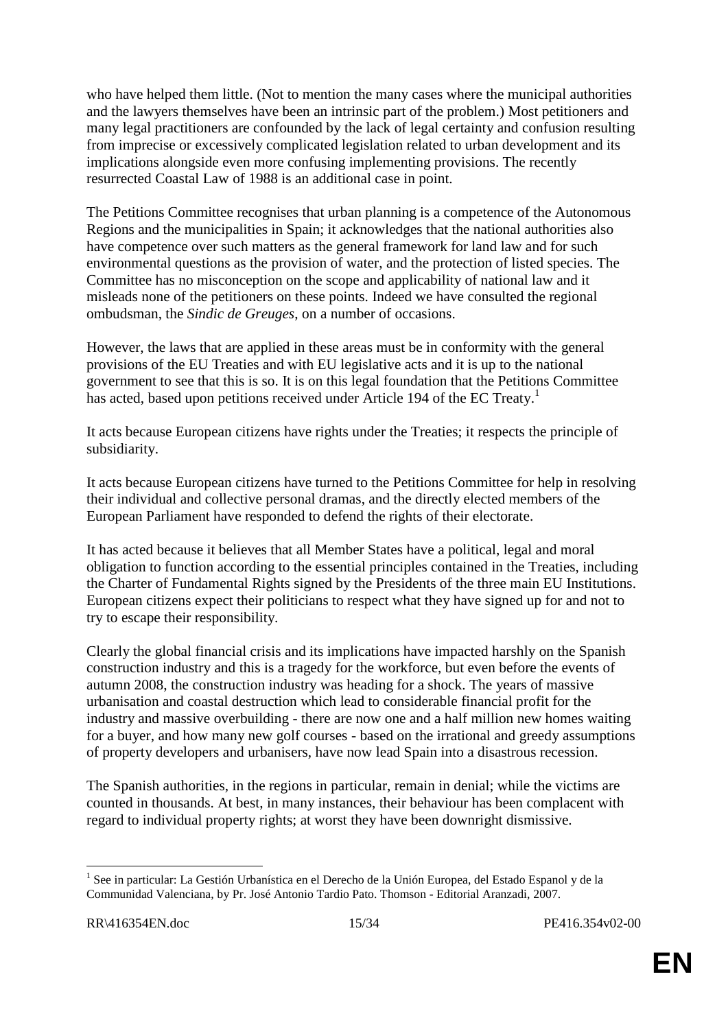who have helped them little. (Not to mention the many cases where the municipal authorities and the lawyers themselves have been an intrinsic part of the problem.) Most petitioners and many legal practitioners are confounded by the lack of legal certainty and confusion resulting from imprecise or excessively complicated legislation related to urban development and its implications alongside even more confusing implementing provisions. The recently resurrected Coastal Law of 1988 is an additional case in point.

The Petitions Committee recognises that urban planning is a competence of the Autonomous Regions and the municipalities in Spain; it acknowledges that the national authorities also have competence over such matters as the general framework for land law and for such environmental questions as the provision of water, and the protection of listed species. The Committee has no misconception on the scope and applicability of national law and it misleads none of the petitioners on these points. Indeed we have consulted the regional ombudsman, the *Sindic de Greuges*, on a number of occasions.

However, the laws that are applied in these areas must be in conformity with the general provisions of the EU Treaties and with EU legislative acts and it is up to the national government to see that this is so. It is on this legal foundation that the Petitions Committee has acted, based upon petitions received under Article 194 of the EC Treaty.[1]

It acts because European citizens have rights under the Treaties; it respects the principle of subsidiarity.

It acts because European citizens have turned to the Petitions Committee for help in resolving their individual and collective personal dramas, and the directly elected members of the European Parliament have responded to defend the rights of their electorate.

It has acted because it believes that all Member States have a political, legal and moral obligation to function according to the essential principles contained in the Treaties, including the Charter of Fundamental Rights signed by the Presidents of the three main EU Institutions. European citizens expect their politicians to respect what they have signed up for and not to try to escape their responsibility.

Clearly the global financial crisis and its implications have impacted harshly on the Spanish construction industry and this is a tragedy for the workforce, but even before the events of autumn 2008, the construction industry was heading for a shock. The years of massive urbanisation and coastal destruction which lead to considerable financial profit for the industry and massive overbuilding - there are now one and a half million new homes waiting for a buyer, and how many new golf courses - based on the irrational and greedy assumptions of property developers and urbanisers, have now lead Spain into a disastrous recession.

The Spanish authorities, in the regions in particular, remain in denial; while the victims are counted in thousands. At best, in many instances, their behaviour has been complacent with regard to individual property rights; at worst they have been downright dismissive.

[1] See in particular: La Gestión Urbanística en el Derecho de la Unión Europea, del Estado Espanol y de la Communidad Valenciana, by Pr. José Antonio Tardio Pato. Thomson - Editorial Aranzadi, 2007.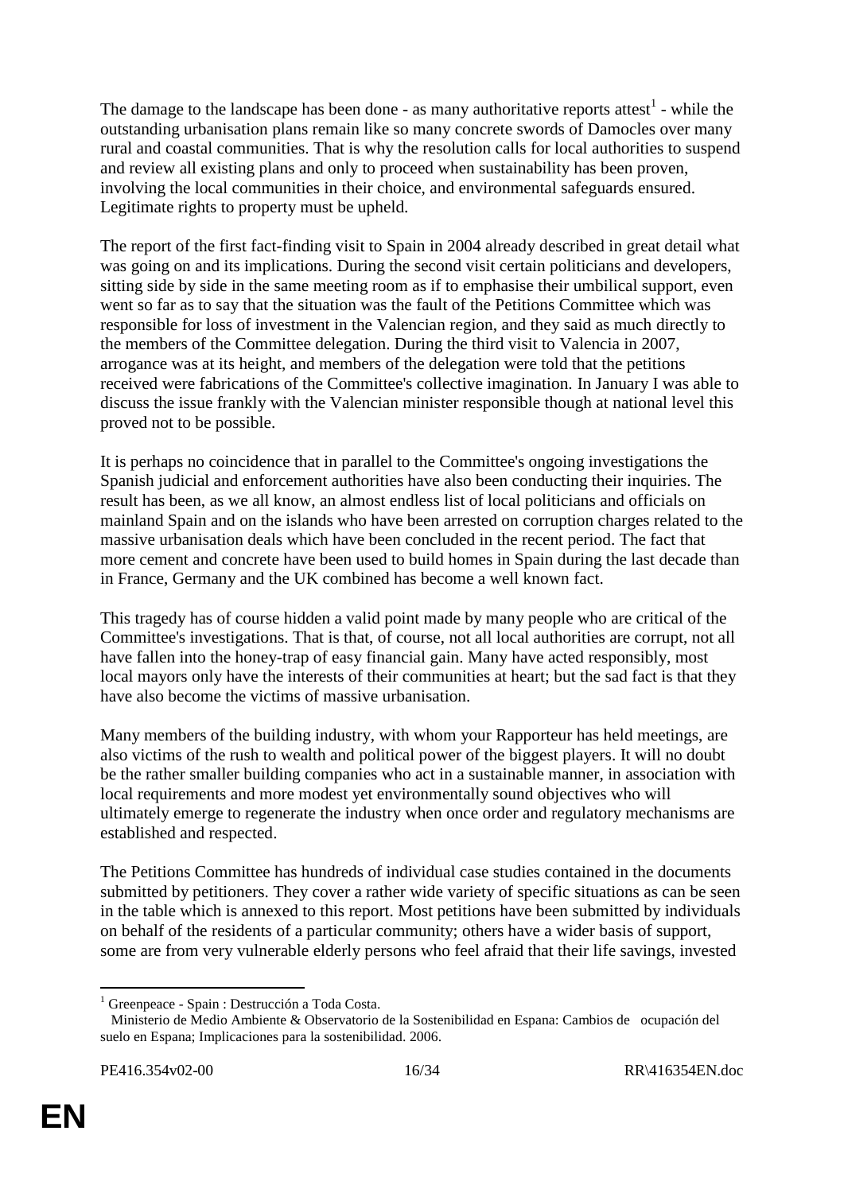The damage to the landscape has been done - as many authoritative reports attest[1] - while the outstanding urbanisation plans remain like so many concrete swords of Damocles over many rural and coastal communities. That is why the resolution calls for local authorities to suspend and review all existing plans and only to proceed when sustainability has been proven, involving the local communities in their choice, and environmental safeguards ensured. Legitimate rights to property must be upheld.

The report of the first fact-finding visit to Spain in 2004 already described in great detail what was going on and its implications. During the second visit certain politicians and developers, sitting side by side in the same meeting room as if to emphasise their umbilical support, even went so far as to say that the situation was the fault of the Petitions Committee which was responsible for loss of investment in the Valencian region, and they said as much directly to the members of the Committee delegation. During the third visit to Valencia in 2007, arrogance was at its height, and members of the delegation were told that the petitions received were fabrications of the Committee's collective imagination. In January I was able to discuss the issue frankly with the Valencian minister responsible though at national level this proved not to be possible.

It is perhaps no coincidence that in parallel to the Committee's ongoing investigations the Spanish judicial and enforcement authorities have also been conducting their inquiries. The result has been, as we all know, an almost endless list of local politicians and officials on mainland Spain and on the islands who have been arrested on corruption charges related to the massive urbanisation deals which have been concluded in the recent period. The fact that more cement and concrete have been used to build homes in Spain during the last decade than in France, Germany and the UK combined has become a well known fact.

This tragedy has of course hidden a valid point made by many people who are critical of the Committee's investigations. That is that, of course, not all local authorities are corrupt, not all have fallen into the honey-trap of easy financial gain. Many have acted responsibly, most local mayors only have the interests of their communities at heart; but the sad fact is that they have also become the victims of massive urbanisation.

Many members of the building industry, with whom your Rapporteur has held meetings, are also victims of the rush to wealth and political power of the biggest players. It will no doubt be the rather smaller building companies who act in a sustainable manner, in association with local requirements and more modest yet environmentally sound objectives who will ultimately emerge to regenerate the industry when once order and regulatory mechanisms are established and respected.

The Petitions Committee has hundreds of individual case studies contained in the documents submitted by petitioners. They cover a rather wide variety of specific situations as can be seen in the table which is annexed to this report. Most petitions have been submitted by individuals on behalf of the residents of a particular community; others have a wider basis of support, some are from very vulnerable elderly persons who feel afraid that their life savings, invested

---

[1] Greenpeace - Spain : Destrucción a Toda Costa.
Ministerio de Medio Ambiente & Observatorio de la Sostenibilidad en Espana: Cambios de ocupación del suelo en Espana; Implicaciones para la sostenibilidad. 2006.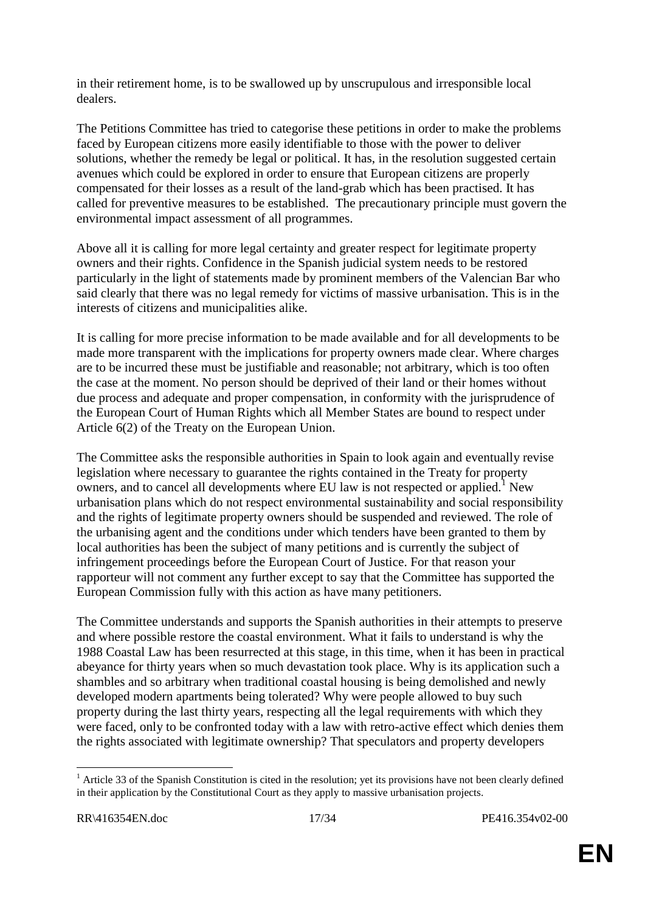in their retirement home, is to be swallowed up by unscrupulous and irresponsible local dealers.

The Petitions Committee has tried to categorise these petitions in order to make the problems faced by European citizens more easily identifiable to those with the power to deliver solutions, whether the remedy be legal or political. It has, in the resolution suggested certain avenues which could be explored in order to ensure that European citizens are properly compensated for their losses as a result of the land-grab which has been practised. It has called for preventive measures to be established. The precautionary principle must govern the environmental impact assessment of all programmes.

Above all it is calling for more legal certainty and greater respect for legitimate property owners and their rights. Confidence in the Spanish judicial system needs to be restored particularly in the light of statements made by prominent members of the Valencian Bar who said clearly that there was no legal remedy for victims of massive urbanisation. This is in the interests of citizens and municipalities alike.

It is calling for more precise information to be made available and for all developments to be made more transparent with the implications for property owners made clear. Where charges are to be incurred these must be justifiable and reasonable; not arbitrary, which is too often the case at the moment. No person should be deprived of their land or their homes without due process and adequate and proper compensation, in conformity with the jurisprudence of the European Court of Human Rights which all Member States are bound to respect under Article 6(2) of the Treaty on the European Union.

The Committee asks the responsible authorities in Spain to look again and eventually revise legislation where necessary to guarantee the rights contained in the Treaty for property owners, and to cancel all developments where EU law is not respected or applied.[1] New urbanisation plans which do not respect environmental sustainability and social responsibility and the rights of legitimate property owners should be suspended and reviewed. The role of the urbanising agent and the conditions under which tenders have been granted to them by local authorities has been the subject of many petitions and is currently the subject of infringement proceedings before the European Court of Justice. For that reason your rapporteur will not comment any further except to say that the Committee has supported the European Commission fully with this action as have many petitioners.

The Committee understands and supports the Spanish authorities in their attempts to preserve and where possible restore the coastal environment. What it fails to understand is why the 1988 Coastal Law has been resurrected at this stage, in this time, when it has been in practical abeyance for thirty years when so much devastation took place. Why is its application such a shambles and so arbitrary when traditional coastal housing is being demolished and newly developed modern apartments being tolerated? Why were people allowed to buy such property during the last thirty years, respecting all the legal requirements with which they were faced, only to be confronted today with a law with retro-active effect which denies them the rights associated with legitimate ownership? That speculators and property developers

---

[1] Article 33 of the Spanish Constitution is cited in the resolution; yet its provisions have not been clearly defined in their application by the Constitutional Court as they apply to massive urbanisation projects.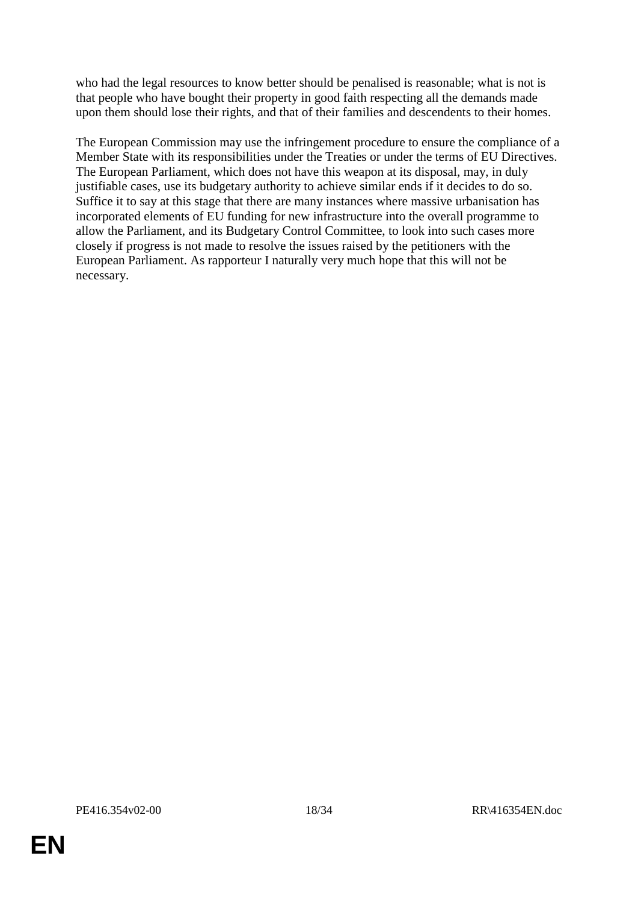who had the legal resources to know better should be penalised is reasonable; what is not is that people who have bought their property in good faith respecting all the demands made upon them should lose their rights, and that of their families and descendents to their homes.

The European Commission may use the infringement procedure to ensure the compliance of a Member State with its responsibilities under the Treaties or under the terms of EU Directives. The European Parliament, which does not have this weapon at its disposal, may, in duly justifiable cases, use its budgetary authority to achieve similar ends if it decides to do so. Suffice it to say at this stage that there are many instances where massive urbanisation has incorporated elements of EU funding for new infrastructure into the overall programme to allow the Parliament, and its Budgetary Control Committee, to look into such cases more closely if progress is not made to resolve the issues raised by the petitioners with the European Parliament. As rapporteur I naturally very much hope that this will not be necessary.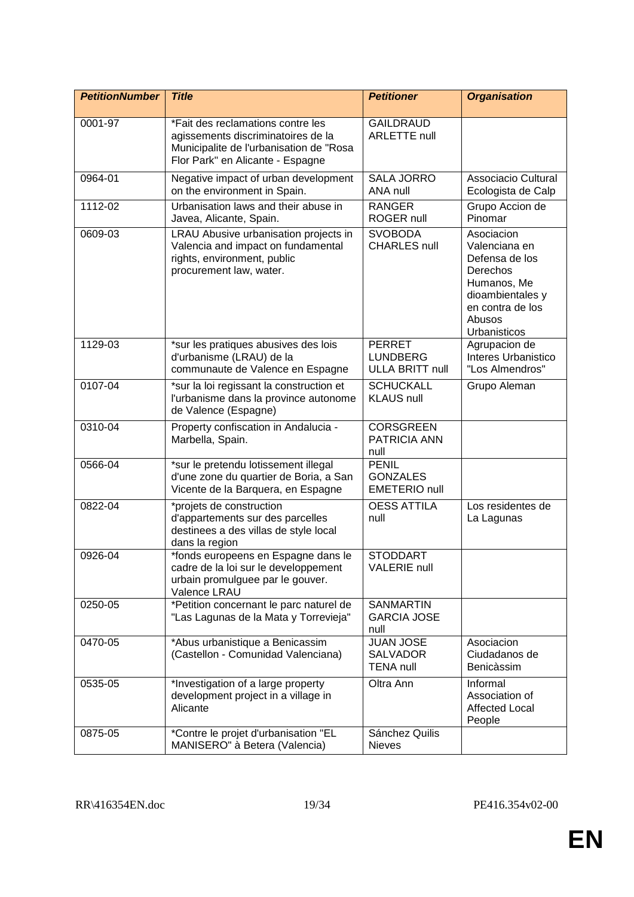| ***PetitionNumber*** | ***Title*** | ***Petitioner*** | ***Organisation*** |
|---|---|---|---|
| 0001-97 | *Fait des reclamations contre les agissements discriminatoires de la Municipalite de l'urbanisation de "Rosa Flor Park" en Alicante - Espagne | GAILDRAUD ARLETTE null | |
| 0964-01 | Negative impact of urban development on the environment in Spain. | SALA JORRO ANA null | Associacio Cultural Ecologista de Calp |
| 1112-02 | Urbanisation laws and their abuse in Javea, Alicante, Spain. | RANGER ROGER null | Grupo Accion de Pinomar |
| 0609-03 | LRAU Abusive urbanisation projects in Valencia and impact on fundamental rights, environment, public procurement law, water. | SVOBODA CHARLES null | Asociacion Valenciana en Defensa de los Derechos Humanos, Me dioambientales y en contra de los Abusos Urbanisticos |
| 1129-03 | *sur les pratiques abusives des lois d'urbanisme (LRAU) de la communaute de Valence en Espagne | PERRET LUNDBERG ULLA BRITT null | Agrupacion de Interes Urbanistico "Los Almendros" |
| 0107-04 | *sur la loi regissant la construction et l'urbanisme dans la province autonome de Valence (Espagne) | SCHUCKALL KLAUS null | Grupo Aleman |
| 0310-04 | Property confiscation in Andalucia - Marbella, Spain. | CORSGREEN PATRICIA ANN null | |
| 0566-04 | *sur le pretendu lotissement illegal d'une zone du quartier de Boria, a San Vicente de la Barquera, en Espagne | PENIL GONZALES EMETERIO null | |
| 0822-04 | *projets de construction d'appartements sur des parcelles destinees a des villas de style local dans la region | OESS ATTILA null | Los residentes de La Lagunas |
| 0926-04 | *fonds europeens en Espagne dans le cadre de la loi sur le developpement urbain promulguee par le gouver. Valence LRAU | STODDART VALERIE null | |
| 0250-05 | *Petition concernant le parc naturel de "Las Lagunas de la Mata y Torrevieja" | SANMARTIN GARCIA JOSE null | |
| 0470-05 | *Abus urbanistique a Benicassim (Castellon - Comunidad Valenciana) | JUAN JOSE SALVADOR TENA null | Asociacion Ciudadanos de Benicàssim |
| 0535-05 | *Investigation of a large property development project in a village in Alicante | Oltra Ann | Informal Association of Affected Local People |
| 0875-05 | *Contre le projet d'urbanisation "EL MANISERO" à Betera (Valencia) | Sánchez Quilis Nieves | |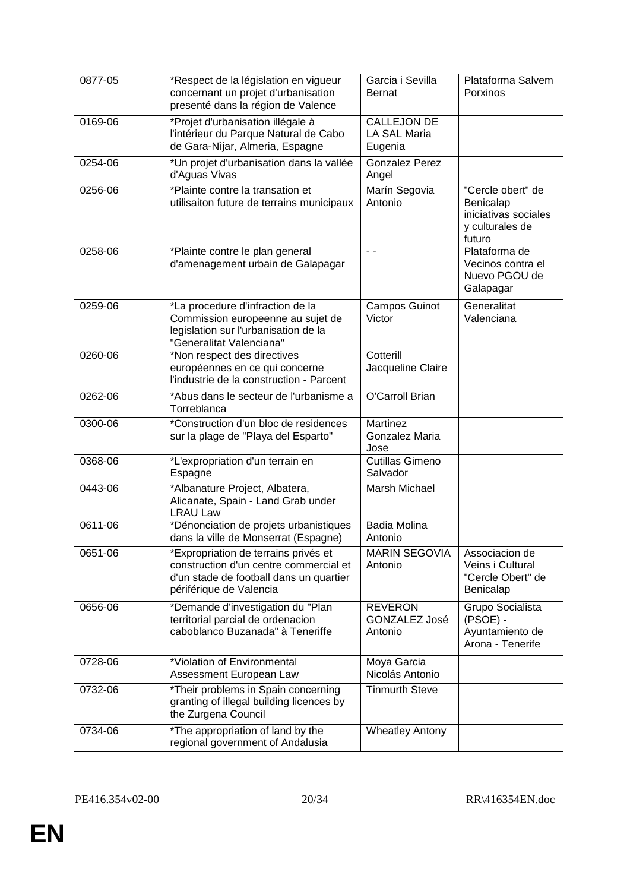| | | | |
|---|---|---|---|
| 0877-05 | *Respect de la législation en vigueur concernant un projet d'urbanisation presenté dans la région de Valence | Garcia i Sevilla Bernat | Plataforma Salvem Porxinos |
| 0169-06 | *Projet d'urbanisation illégale à l'intérieur du Parque Natural de Cabo de Gara-Nìjar, Almeria, Espagne | CALLEJON DE LA SAL Maria Eugenia | |
| 0254-06 | *Un projet d'urbanisation dans la vallée d'Aguas Vivas | Gonzalez Perez Angel | |
| 0256-06 | *Plainte contre la transation et utilisaiton future de terrains municipaux | Marín Segovia Antonio | "Cercle obert" de Benicalap iniciativas sociales y culturales de futuro |
| 0258-06 | *Plainte contre le plan general d'amenagement urbain de Galapagar | - - | Plataforma de Vecinos contra el Nuevo PGOU de Galapagar |
| 0259-06 | *La procedure d'infraction de la Commission europeenne au sujet de legislation sur l'urbanisation de la "Generalitat Valenciana" | Campos Guinot Victor | Generalitat Valenciana |
| 0260-06 | *Non respect des directives européennes en ce qui concerne l'industrie de la construction - Parcent | Cotterill Jacqueline Claire | |
| 0262-06 | *Abus dans le secteur de l'urbanisme a Torreblanca | O'Carroll Brian | |
| 0300-06 | *Construction d'un bloc de residences sur la plage de "Playa del Esparto" | Martinez Gonzalez Maria Jose | |
| 0368-06 | *L'expropriation d'un terrain en Espagne | Cutillas Gimeno Salvador | |
| 0443-06 | *Albanature Project, Albatera, Alicanate, Spain - Land Grab under LRAU Law | Marsh Michael | |
| 0611-06 | *Dénonciation de projets urbanistiques dans la ville de Monserrat (Espagne) | Badia Molina Antonio | |
| 0651-06 | *Expropriation de terrains privés et construction d'un centre commercial et d'un stade de football dans un quartier périférique de Valencia | MARIN SEGOVIA Antonio | Associacion de Veins i Cultural "Cercle Obert" de Benicalap |
| 0656-06 | *Demande d'investigation du "Plan territorial parcial de ordenacion caboblanco Buzanada" à Teneriffe | REVERON GONZALEZ José Antonio | Grupo Socialista (PSOE) - Ayuntamiento de Arona - Tenerife |
| 0728-06 | *Violation of Environmental Assessment European Law | Moya Garcia Nicolás Antonio | |
| 0732-06 | *Their problems in Spain concerning granting of illegal building licences by the Zurgena Council | Tinmurth Steve | |
| 0734-06 | *The appropriation of land by the regional government of Andalusia | Wheatley Antony | |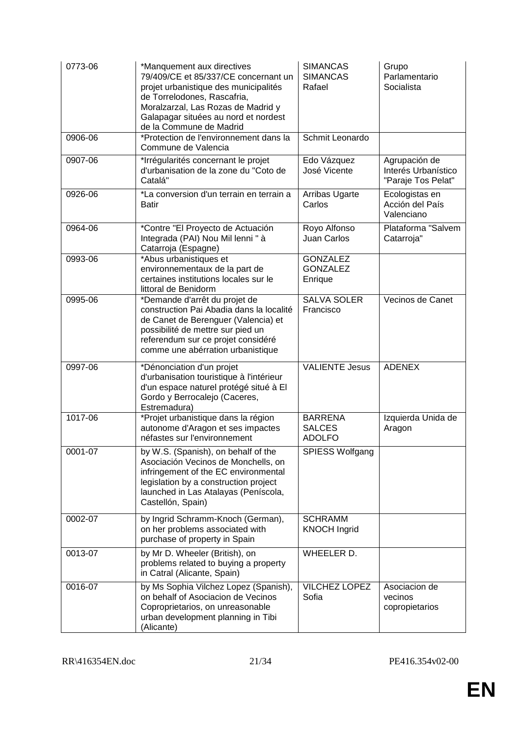| | | | |
|---|---|---|---|
| 0773-06 | *Manquement aux directives 79/409/CE et 85/337/CE concernant un projet urbanistique des municipalités de Torrelodones, Rascafria, Moralzarzal, Las Rozas de Madrid y Galapagar situées au nord et nordest de la Commune de Madrid | SIMANCAS SIMANCAS Rafael | Grupo Parlamentario Socialista |
| 0906-06 | *Protection de l'environnement dans la Commune de Valencia | Schmit Leonardo | |
| 0907-06 | *Irrégularités concernant le projet d'urbanisation de la zone du "Coto de Catalá" | Edo Vázquez José Vicente | Agrupación de Interés Urbanístico "Paraje Tos Pelat" |
| 0926-06 | *La conversion d'un terrain en terrain a Batir | Arribas Ugarte Carlos | Ecologistas en Acción del País Valenciano |
| 0964-06 | *Contre "El Proyecto de Actuación Integrada (PAI) Nou Mil lenni " à Catarroja (Espagne) | Royo Alfonso Juan Carlos | Plataforma "Salvem Catarroja" |
| 0993-06 | *Abus urbanistiques et environnementaux de la part de certaines institutions locales sur le littoral de Benidorm | GONZALEZ GONZALEZ Enrique | |
| 0995-06 | *Demande d'arrêt du projet de construction Pai Abadia dans la localité de Canet de Berenguer (Valencia) et possibilité de mettre sur pied un referendum sur ce projet considéré comme une abérration urbanistique | SALVA SOLER Francisco | Vecinos de Canet |
| 0997-06 | *Dénonciation d'un projet d'urbanisation touristique à l'intérieur d'un espace naturel protégé situé à El Gordo y Berrocalejo (Caceres, Estremadura) | VALIENTE Jesus | ADENEX |
| 1017-06 | *Projet urbanistique dans la région autonome d'Aragon et ses impacts néfastes sur l'environnement | BARRENA SALCES ADOLFO | Izquierda Unida de Aragon |
| 0001-07 | by W.S. (Spanish), on behalf of the Asociación Vecinos de Monchells, on infringement of the EC environmental legislation by a construction project launched in Las Atalayas (Peníscola, Castellón, Spain) | SPIESS Wolfgang | |
| 0002-07 | by Ingrid Schramm-Knoch (German), on her problems associated with purchase of property in Spain | SCHRAMM KNOCH Ingrid | |
| 0013-07 | by Mr D. Wheeler (British), on problems related to buying a property in Catral (Alicante, Spain) | WHEELER D. | |
| 0016-07 | by Ms Sophia Vilchez Lopez (Spanish), on behalf of Asociacion de Vecinos Coproprietarios, on unreasonable urban development planning in Tibi (Alicante) | VILCHEZ LOPEZ Sofia | Asociacion de vecinos copropietarios |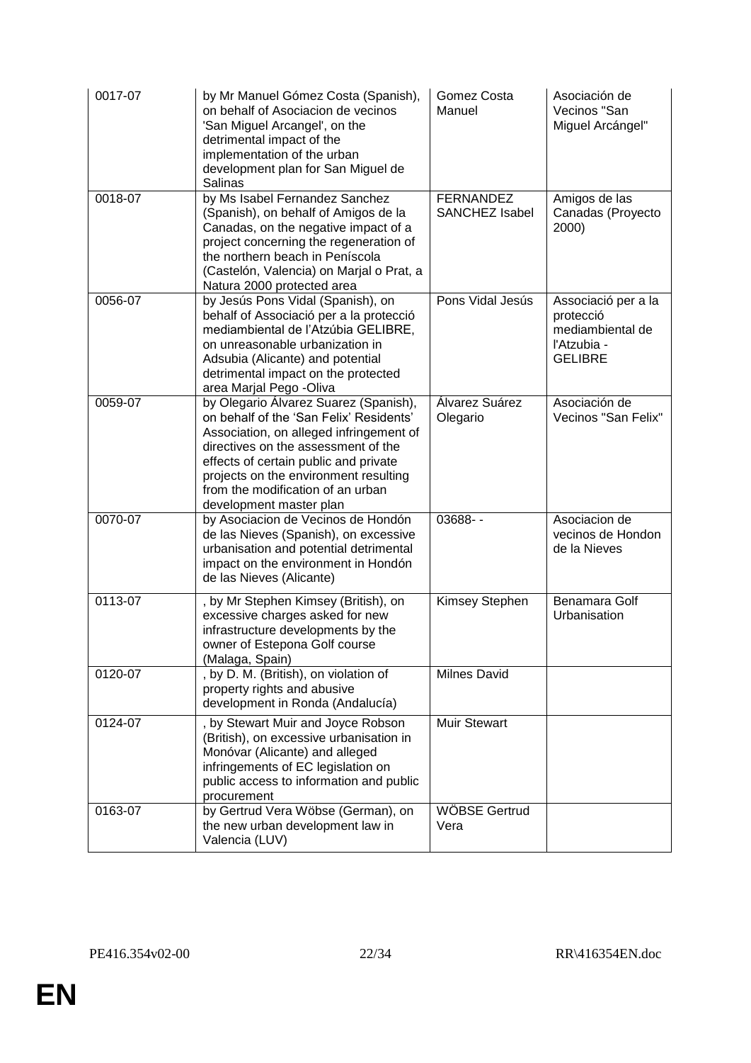| | | | |
|---|---|---|---|
| 0017-07 | by Mr Manuel Gómez Costa (Spanish), on behalf of Asociacion de vecinos 'San Miguel Arcangel', on the detrimental impact of the implementation of the urban development plan for San Miguel de Salinas | Gomez Costa Manuel | Asociación de Vecinos "San Miguel Arcángel" |
| 0018-07 | by Ms Isabel Fernandez Sanchez (Spanish), on behalf of Amigos de la Canadas, on the negative impact of a project concerning the regeneration of the northern beach in Peníscola (Castelón, Valencia) on Marjal o Prat, a Natura 2000 protected area | FERNANDEZ SANCHEZ Isabel | Amigos de las Canadas (Proyecto 2000) |
| 0056-07 | by Jesús Pons Vidal (Spanish), on behalf of Associació per a la protecció mediambiental de l'Atzúbia GELIBRE, on unreasonable urbanization in Adsubia (Alicante) and potential detrimental impact on the protected area Marjal Pego -Oliva | Pons Vidal Jesús | Associació per a la protecció mediambiental de l'Atzubia - GELIBRE |
| 0059-07 | by Olegario Álvarez Suarez (Spanish), on behalf of the 'San Felix' Residents' Association, on alleged infringement of directives on the assessment of the effects of certain public and private projects on the environment resulting from the modification of an urban development master plan | Álvarez Suárez Olegario | Asociación de Vecinos "San Felix" |
| 0070-07 | by Asociacion de Vecinos de Hondón de las Nieves (Spanish), on excessive urbanisation and potential detrimental impact on the environment in Hondón de las Nieves (Alicante) | 03688- - | Asociacion de vecinos de Hondon de la Nieves |
| 0113-07 | , by Mr Stephen Kimsey (British), on excessive charges asked for new infrastructure developments by the owner of Estepona Golf course (Malaga, Spain) | Kimsey Stephen | Benamara Golf Urbanisation |
| 0120-07 | , by D. M. (British), on violation of property rights and abusive development in Ronda (Andalucía) | Milnes David | |
| 0124-07 | , by Stewart Muir and Joyce Robson (British), on excessive urbanisation in Monóvar (Alicante) and alleged infringements of EC legislation on public access to information and public procurement | Muir Stewart | |
| 0163-07 | by Gertrud Vera Wöbse (German), on the new urban development law in Valencia (LUV) | WÖBSE Gertrud Vera | |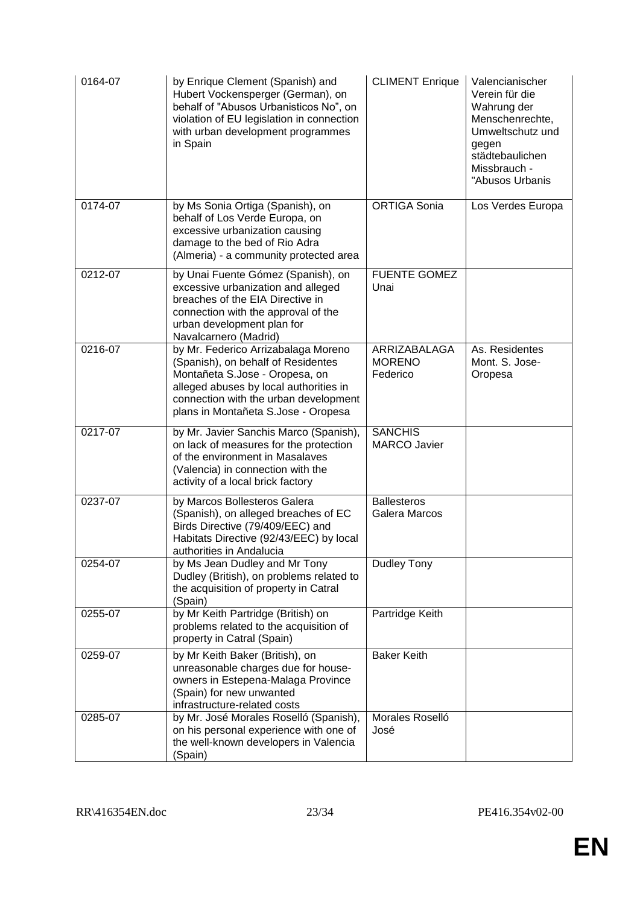| | | | |
|---|---|---|---|
| 0164-07 | by Enrique Clement (Spanish) and Hubert Vockensperger (German), on behalf of "Abusos Urbanisticos No", on violation of EU legislation in connection with urban development programmes in Spain | CLIMENT Enrique | Valencianischer Verein für die Wahrung der Menschenrechte, Umweltschutz und gegen städtebaulichen Missbrauch - "Abusos Urbanis |
| 0174-07 | by Ms Sonia Ortiga (Spanish), on behalf of Los Verde Europa, on excessive urbanization causing damage to the bed of Rio Adra (Almeria) - a community protected area | ORTIGA Sonia | Los Verdes Europa |
| 0212-07 | by Unai Fuente Gómez (Spanish), on excessive urbanization and alleged breaches of the EIA Directive in connection with the approval of the urban development plan for Navalcarnero (Madrid) | FUENTE GOMEZ Unai | |
| 0216-07 | by Mr. Federico Arrizabalaga Moreno (Spanish), on behalf of Residentes Montañeta S.Jose - Oropesa, on alleged abuses by local authorities in connection with the urban development plans in Montañeta S.Jose - Oropesa | ARRIZABALAGA MORENO Federico | As. Residentes Mont. S. Jose-Oropesa |
| 0217-07 | by Mr. Javier Sanchis Marco (Spanish), on lack of measures for the protection of the environment in Masalaves (Valencia) in connection with the activity of a local brick factory | SANCHIS MARCO Javier | |
| 0237-07 | by Marcos Bollesteros Galera (Spanish), on alleged breaches of EC Birds Directive (79/409/EEC) and Habitats Directive (92/43/EEC) by local authorities in Andalucia | Ballesteros Galera Marcos | |
| 0254-07 | by Ms Jean Dudley and Mr Tony Dudley (British), on problems related to the acquisition of property in Catral (Spain) | Dudley Tony | |
| 0255-07 | by Mr Keith Partridge (British) on problems related to the acquisition of property in Catral (Spain) | Partridge Keith | |
| 0259-07 | by Mr Keith Baker (British), on unreasonable charges due for house-owners in Estepena-Malaga Province (Spain) for new unwanted infrastructure-related costs | Baker Keith | |
| 0285-07 | by Mr. José Morales Roselló (Spanish), on his personal experience with one of the well-known developers in Valencia (Spain) | Morales Roselló José | |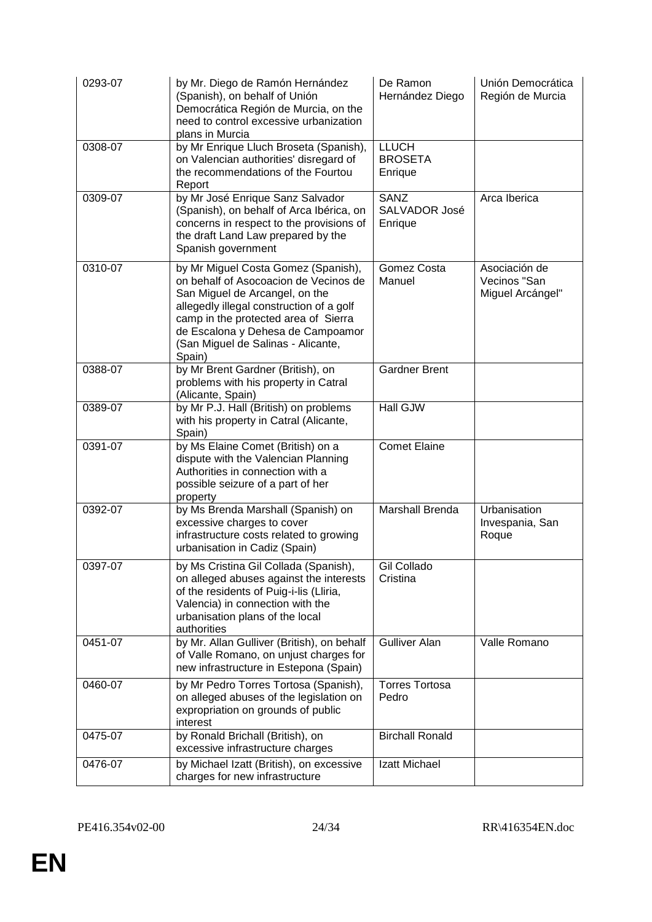| | | | |
|---|---|---|---|
| 0293-07 | by Mr. Diego de Ramón Hernández (Spanish), on behalf of Unión Democrática Región de Murcia, on the need to control excessive urbanization plans in Murcia | De Ramon Hernández Diego | Unión Democrática Región de Murcia |
| 0308-07 | by Mr Enrique Lluch Broseta (Spanish), on Valencian authorities' disregard of the recommendations of the Fourtou Report | LLUCH BROSETA Enrique | |
| 0309-07 | by Mr José Enrique Sanz Salvador (Spanish), on behalf of Arca Ibérica, on concerns in respect to the provisions of the draft Land Law prepared by the Spanish government | SANZ SALVADOR José Enrique | Arca Iberica |
| 0310-07 | by Mr Miguel Costa Gomez (Spanish), on behalf of Asocoacion de Vecinos de San Miguel de Arcangel, on the allegedly illegal construction of a golf camp in the protected area of Sierra de Escalona y Dehesa de Campoamor (San Miguel de Salinas - Alicante, Spain) | Gomez Costa Manuel | Asociación de Vecinos "San Miguel Arcángel" |
| 0388-07 | by Mr Brent Gardner (British), on problems with his property in Catral (Alicante, Spain) | Gardner Brent | |
| 0389-07 | by Mr P.J. Hall (British) on problems with his property in Catral (Alicante, Spain) | Hall GJW | |
| 0391-07 | by Ms Elaine Comet (British) on a dispute with the Valencian Planning Authorities in connection with a possible seizure of a part of her property | Comet Elaine | |
| 0392-07 | by Ms Brenda Marshall (Spanish) on excessive charges to cover infrastructure costs related to growing urbanisation in Cadiz (Spain) | Marshall Brenda | Urbanisation Invespania, San Roque |
| 0397-07 | by Ms Cristina Gil Collada (Spanish), on alleged abuses against the interests of the residents of Puig-i-lis (Lliria, Valencia) in connection with the urbanisation plans of the local authorities | Gil Collado Cristina | |
| 0451-07 | by Mr. Allan Gulliver (British), on behalf of Valle Romano, on unjust charges for new infrastructure in Estepona (Spain) | Gulliver Alan | Valle Romano |
| 0460-07 | by Mr Pedro Torres Tortosa (Spanish), on alleged abuses of the legislation on expropriation on grounds of public interest | Torres Tortosa Pedro | |
| 0475-07 | by Ronald Brichall (British), on excessive infrastructure charges | Birchall Ronald | |
| 0476-07 | by Michael Izatt (British), on excessive charges for new infrastructure | Izatt Michael | |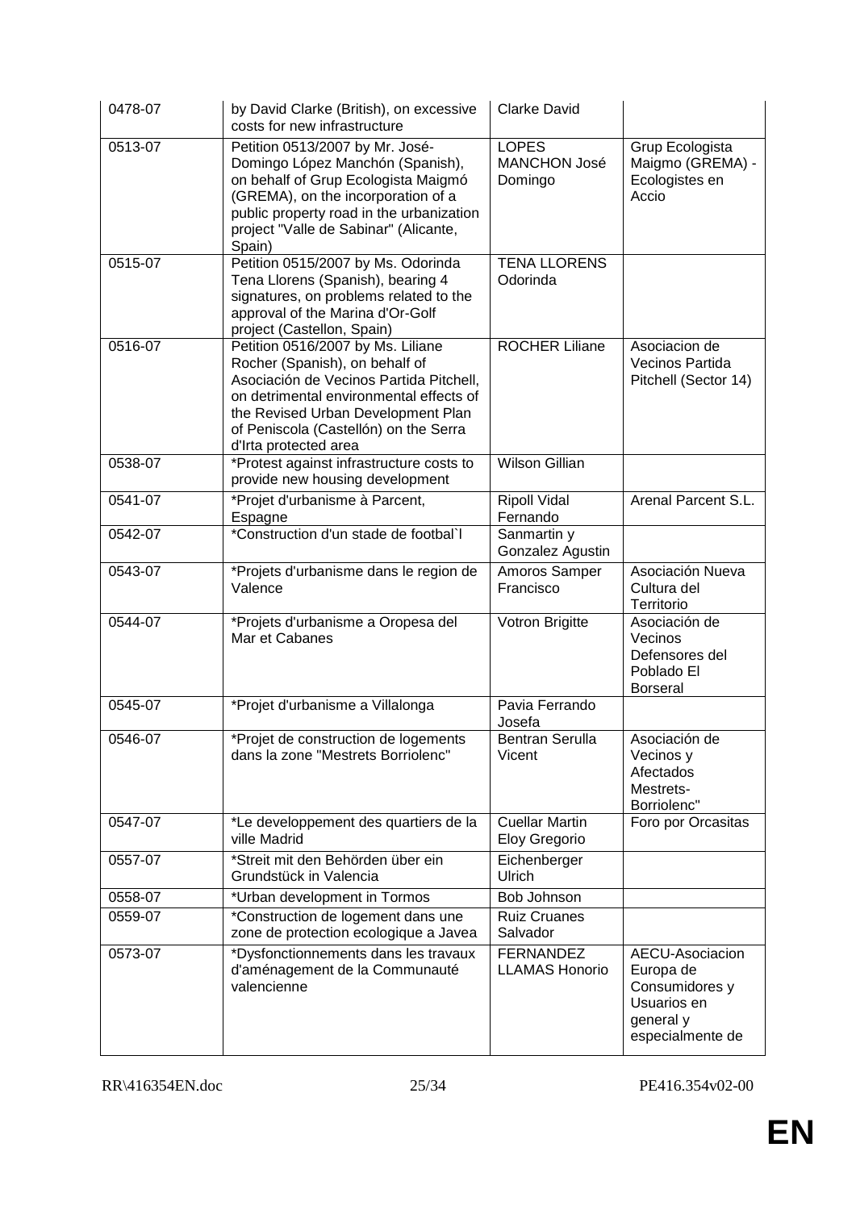| | | | |
|---|---|---|---|
| 0478-07 | by David Clarke (British), on excessive costs for new infrastructure | Clarke David | |
| 0513-07 | Petition 0513/2007 by Mr. José-Domingo López Manchón (Spanish), on behalf of Grup Ecologista Maigmó (GREMA), on the incorporation of a public property road in the urbanization project "Valle de Sabinar" (Alicante, Spain) | LOPES MANCHON José Domingo | Grup Ecologista Maigmo (GREMA) - Ecologistes en Accio |
| 0515-07 | Petition 0515/2007 by Ms. Odorinda Tena Llorens (Spanish), bearing 4 signatures, on problems related to the approval of the Marina d'Or-Golf project (Castellon, Spain) | TENA LLORENS Odorinda | |
| 0516-07 | Petition 0516/2007 by Ms. Liliane Rocher (Spanish), on behalf of Asociación de Vecinos Partida Pitchell, on detrimental environmental effects of the Revised Urban Development Plan of Peniscola (Castellón) on the Serra d'Irta protected area | ROCHER Liliane | Asociacion de Vecinos Partida Pitchell (Sector 14) |
| 0538-07 | *Protest against infrastructure costs to provide new housing development | Wilson Gillian | |
| 0541-07 | *Projet d'urbanisme à Parcent, Espagne | Ripoll Vidal Fernando | Arenal Parcent S.L. |
| 0542-07 | *Construction d'un stade de footbal`l | Sanmartin y Gonzalez Agustin | |
| 0543-07 | *Projets d'urbanisme dans le region de Valence | Amoros Samper Francisco | Asociación Nueva Cultura del Territorio |
| 0544-07 | *Projets d'urbanisme a Oropesa del Mar et Cabanes | Votron Brigitte | Asociación de Vecinos Defensores del Poblado El Borseral |
| 0545-07 | *Projet d'urbanisme a Villalonga | Pavia Ferrando Josefa | |
| 0546-07 | *Projet de construction de logements dans la zone "Mestrets Borriolenc" | Bentran Serulla Vicent | Asociación de Vecinos y Afectados Mestrets-Borriolenc" |
| 0547-07 | *Le developpement des quartiers de la ville Madrid | Cuellar Martin Eloy Gregorio | Foro por Orcasitas |
| 0557-07 | *Streit mit den Behörden über ein Grundstück in Valencia | Eichenberger Ulrich | |
| 0558-07 | *Urban development in Tormos | Bob Johnson | |
| 0559-07 | *Construction de logement dans une zone de protection ecologique a Javea | Ruiz Cruanes Salvador | |
| 0573-07 | *Dysfonctionnements dans les travaux d'aménagement de la Communauté valencienne | FERNANDEZ LLAMAS Honorio | AECU-Asociacion Europa de Consumidores y Usuarios en general y especialmente de |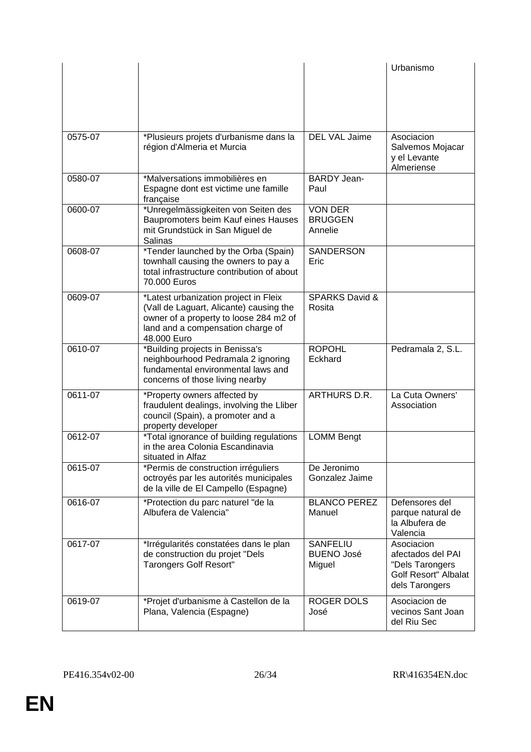| | | | Urbanismo |
|---|---|---|---|
| 0575-07 | *Plusieurs projets d'urbanisme dans la région d'Almeria et Murcia | DEL VAL Jaime | Asociacion Salvemos Mojacar y el Levante Almeriense |
| 0580-07 | *Malversations immobilières en Espagne dont est victime une famille française | BARDY Jean-Paul | |
| 0600-07 | *Unregelmässigkeiten von Seiten des Baupromoters beim Kauf eines Hauses mit Grundstück in San Miguel de Salinas | VON DER BRUGGEN Annelie | |
| 0608-07 | *Tender launched by the Orba (Spain) townhall causing the owners to pay a total infrastructure contribution of about 70.000 Euros | SANDERSON Eric | |
| 0609-07 | *Latest urbanization project in Fleix (Vall de Laguart, Alicante) causing the owner of a property to loose 284 m2 of land and a compensation charge of 48.000 Euro | SPARKS David & Rosita | |
| 0610-07 | *Building projects in Benissa's neighbourhood Pedramala 2 ignoring fundamental environmental laws and concerns of those living nearby | ROPOHL Eckhard | Pedramala 2, S.L. |
| 0611-07 | *Property owners affected by fraudulent dealings, involving the Lliber council (Spain), a promoter and a property developer | ARTHURS D.R. | La Cuta Owners' Association |
| 0612-07 | *Total ignorance of building regulations in the area Colonia Escandinavia situated in Alfaz | LOMM Bengt | |
| 0615-07 | *Permis de construction irréguliers octroyés par les autorités municipales de la ville de El Campello (Espagne) | De Jeronimo Gonzalez Jaime | |
| 0616-07 | *Protection du parc naturel "de la Albufera de Valencia" | BLANCO PEREZ Manuel | Defensores del parque natural de la Albufera de Valencia |
| 0617-07 | *Irrégularités constatées dans le plan de construction du projet "Dels Tarongers Golf Resort" | SANFELIU BUENO José Miguel | Asociacion afectados del PAI "Dels Tarongers Golf Resort" Albalat dels Tarongers |
| 0619-07 | *Projet d'urbanisme à Castellon de la Plana, Valencia (Espagne) | ROGER DOLS José | Asociacion de vecinos Sant Joan del Riu Sec |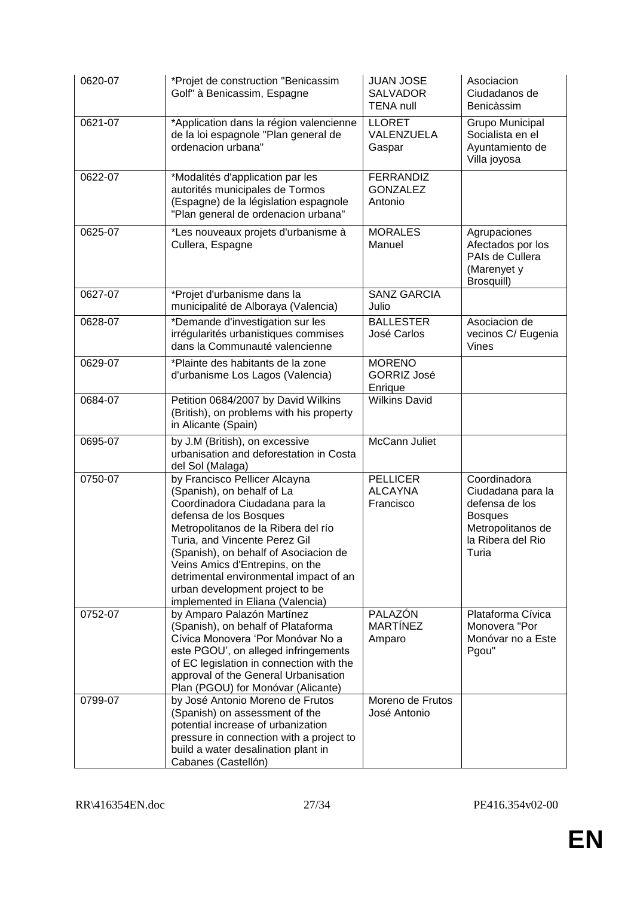| | | | |
|---|---|---|---|
| 0620-07 | *Projet de construction "Benicassim Golf" à Benicassim, Espagne | JUAN JOSE SALVADOR TENA null | Asociacion Ciudadanos de Benicàssim |
| 0621-07 | *Application dans la région valencienne de la loi espagnole "Plan general de ordenacion urbana" | LLORET VALENZUELA Gaspar | Grupo Municipal Socialista en el Ayuntamiento de Villa joyosa |
| 0622-07 | *Modalités d'application par les autorités municipales de Tormos (Espagne) de la législation espagnole "Plan general de ordenacion urbana" | FERRANDIZ GONZALEZ Antonio | |
| 0625-07 | *Les nouveaux projets d'urbanisme à Cullera, Espagne | MORALES Manuel | Agrupaciones Afectados por los PAIs de Cullera (Marenyet y Brosquill) |
| 0627-07 | *Projet d'urbanisme dans la municipalité de Alboraya (Valencia) | SANZ GARCIA Julio | |
| 0628-07 | *Demande d'investigation sur les irrégularités urbanistiques commises dans la Communauté valencienne | BALLESTER José Carlos | Asociacion de vecinos C/ Eugenia Vines |
| 0629-07 | *Plainte des habitants de la zone d'urbanisme Los Lagos (Valencia) | MORENO GORRIZ José Enrique | |
| 0684-07 | Petition 0684/2007 by David Wilkins (British), on problems with his property in Alicante (Spain) | Wilkins David | |
| 0695-07 | by J.M (British), on excessive urbanisation and deforestation in Costa del Sol (Malaga) | McCann Juliet | |
| 0750-07 | by Francisco Pellicer Alcayna (Spanish), on behalf of La Coordinadora Ciudadana para la defensa de los Bosques Metropolitanos de la Ribera del río Turia, and Vincente Perez Gil (Spanish), on behalf of Asociacion de Veins Amics d'Entrepins, on the detrimental environmental impact of an urban development project to be implemented in Eliana (Valencia) | PELLICER ALCAYNA Francisco | Coordinadora Ciudadana para la defensa de los Bosques Metropolitanos de la Ribera del Rio Turia |
| 0752-07 | by Amparo Palazón Martínez (Spanish), on behalf of Plataforma Cívica Monovera 'Por Monóvar No a este PGOU', on alleged infringements of EC legislation in connection with the approval of the General Urbanisation Plan (PGOU) for Monóvar (Alicante) | PALAZÓN MARTÍNEZ Amparo | Plataforma Cívica Monovera "Por Monóvar no a Este Pgou" |
| 0799-07 | by José Antonio Moreno de Frutos (Spanish) on assessment of the potential increase of urbanization pressure in connection with a project to build a water desalination plant in Cabanes (Castellón) | Moreno de Frutos José Antonio | |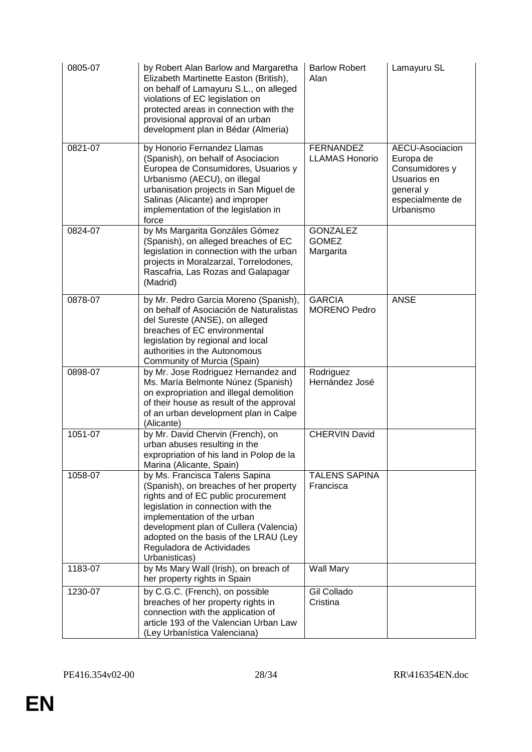| | | | |
|---|---|---|---|
| 0805-07 | by Robert Alan Barlow and Margaretha Elizabeth Martinette Easton (British), on behalf of Lamayuru S.L., on alleged violations of EC legislation on protected areas in connection with the provisional approval of an urban development plan in Bédar (Almeria) | Barlow Robert Alan | Lamayuru SL |
| 0821-07 | by Honorio Fernandez Llamas (Spanish), on behalf of Asociacion Europea de Consumidores, Usuarios y Urbanismo (AECU), on illegal urbanisation projects in San Miguel de Salinas (Alicante) and improper implementation of the legislation in force | FERNANDEZ LLAMAS Honorio | AECU-Asociacion Europa de Consumidores y Usuarios en general y especialmente de Urbanismo |
| 0824-07 | by Ms Margarita Gonzáles Gómez (Spanish), on alleged breaches of EC legislation in connection with the urban projects in Moralzarzal, Torrelodones, Rascafria, Las Rozas and Galapagar (Madrid) | GONZALEZ GOMEZ Margarita | |
| 0878-07 | by Mr. Pedro Garcia Moreno (Spanish), on behalf of Asociación de Naturalistas del Sureste (ANSE), on alleged breaches of EC environmental legislation by regional and local authorities in the Autonomous Community of Murcia (Spain) | GARCIA MORENO Pedro | ANSE |
| 0898-07 | by Mr. Jose Rodriguez Hernandez and Ms. María Belmonte Núnez (Spanish) on expropriation and illegal demolition of their house as result of the approval of an urban development plan in Calpe (Alicante) | Rodriguez Hernández José | |
| 1051-07 | by Mr. David Chervin (French), on urban abuses resulting in the expropriation of his land in Polop de la Marina (Alicante, Spain) | CHERVIN David | |
| 1058-07 | by Ms. Francisca Talens Sapina (Spanish), on breaches of her property rights and of EC public procurement legislation in connection with the implementation of the urban development plan of Cullera (Valencia) adopted on the basis of the LRAU (Ley Reguladora de Actividades Urbanisticas) | TALENS SAPINA Francisca | |
| 1183-07 | by Ms Mary Wall (Irish), on breach of her property rights in Spain | Wall Mary | |
| 1230-07 | by C.G.C. (French), on possible breaches of her property rights in connection with the application of article 193 of the Valencian Urban Law (Ley Urbanística Valenciana) | Gil Collado Cristina | |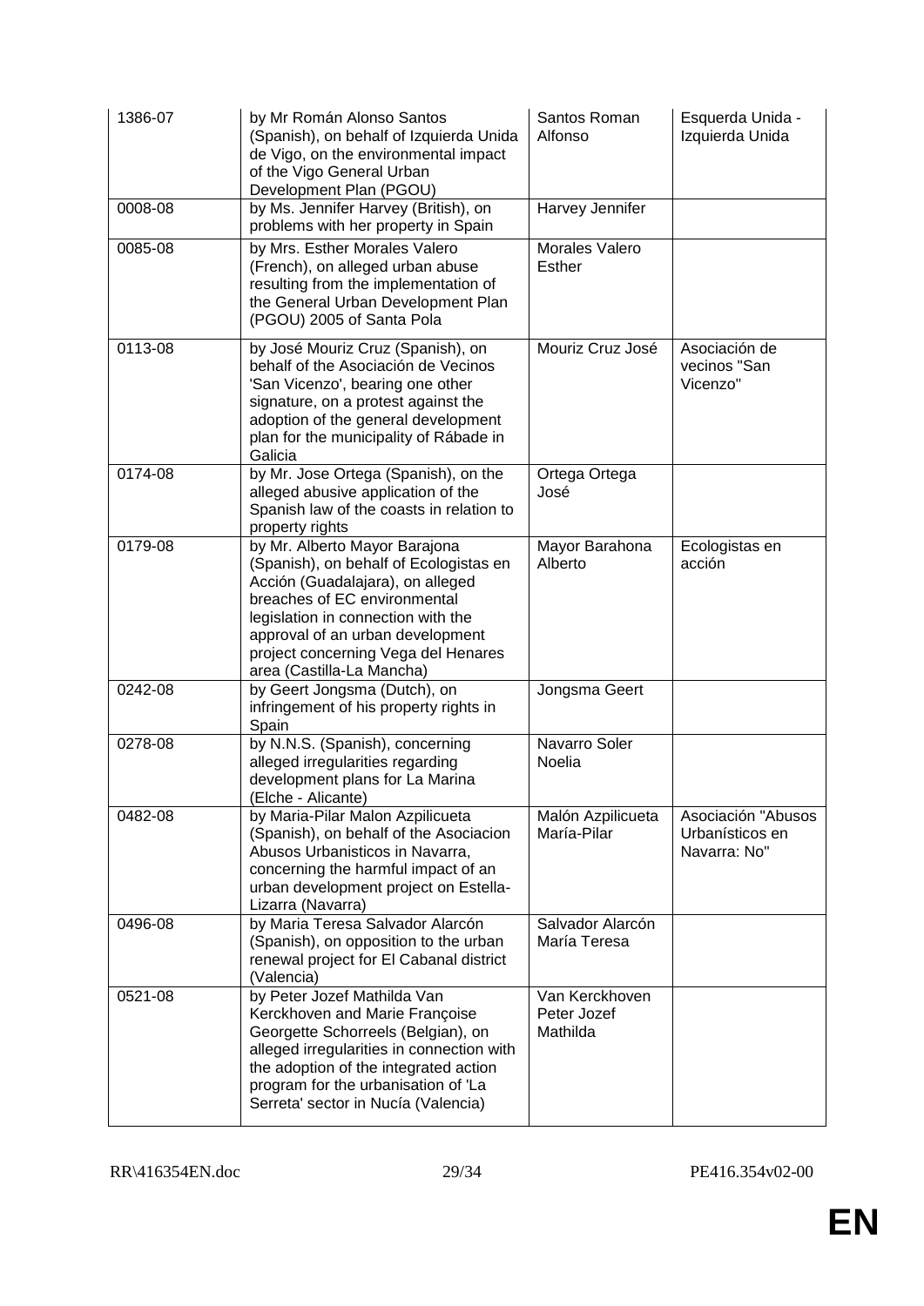| | | | |
|---|---|---|---|
| 1386-07 | by Mr Román Alonso Santos (Spanish), on behalf of Izquierda Unida de Vigo, on the environmental impact of the Vigo General Urban Development Plan (PGOU) | Santos Roman Alfonso | Esquerda Unida - Izquierda Unida |
| 0008-08 | by Ms. Jennifer Harvey (British), on problems with her property in Spain | Harvey Jennifer | |
| 0085-08 | by Mrs. Esther Morales Valero (French), on alleged urban abuse resulting from the implementation of the General Urban Development Plan (PGOU) 2005 of Santa Pola | Morales Valero Esther | |
| 0113-08 | by José Mouriz Cruz (Spanish), on behalf of the Asociación de Vecinos 'San Vicenzo', bearing one other signature, on a protest against the adoption of the general development plan for the municipality of Rábade in Galicia | Mouriz Cruz José | Asociación de vecinos "San Vicenzo" |
| 0174-08 | by Mr. Jose Ortega (Spanish), on the alleged abusive application of the Spanish law of the coasts in relation to property rights | Ortega Ortega José | |
| 0179-08 | by Mr. Alberto Mayor Barajona (Spanish), on behalf of Ecologistas en Acción (Guadalajara), on alleged breaches of EC environmental legislation in connection with the approval of an urban development project concerning Vega del Henares area (Castilla-La Mancha) | Mayor Barahona Alberto | Ecologistas en acción |
| 0242-08 | by Geert Jongsma (Dutch), on infringement of his property rights in Spain | Jongsma Geert | |
| 0278-08 | by N.N.S. (Spanish), concerning alleged irregularities regarding development plans for La Marina (Elche - Alicante) | Navarro Soler Noelia | |
| 0482-08 | by Maria-Pilar Malon Azpilicueta (Spanish), on behalf of the Asociacion Abusos Urbanisticos in Navarra, concerning the harmful impact of an urban development project on Estella-Lizarra (Navarra) | Malón Azpilicueta María-Pilar | Asociación "Abusos Urbanísticos en Navarra: No" |
| 0496-08 | by Maria Teresa Salvador Alarcón (Spanish), on opposition to the urban renewal project for El Cabanal district (Valencia) | Salvador Alarcón María Teresa | |
| 0521-08 | by Peter Jozef Mathilda Van Kerckhoven and Marie Françoise Georgette Schorreels (Belgian), on alleged irregularities in connection with the adoption of the integrated action program for the urbanisation of 'La Serreta' sector in Nucía (Valencia) | Van Kerckhoven Peter Jozef Mathilda | |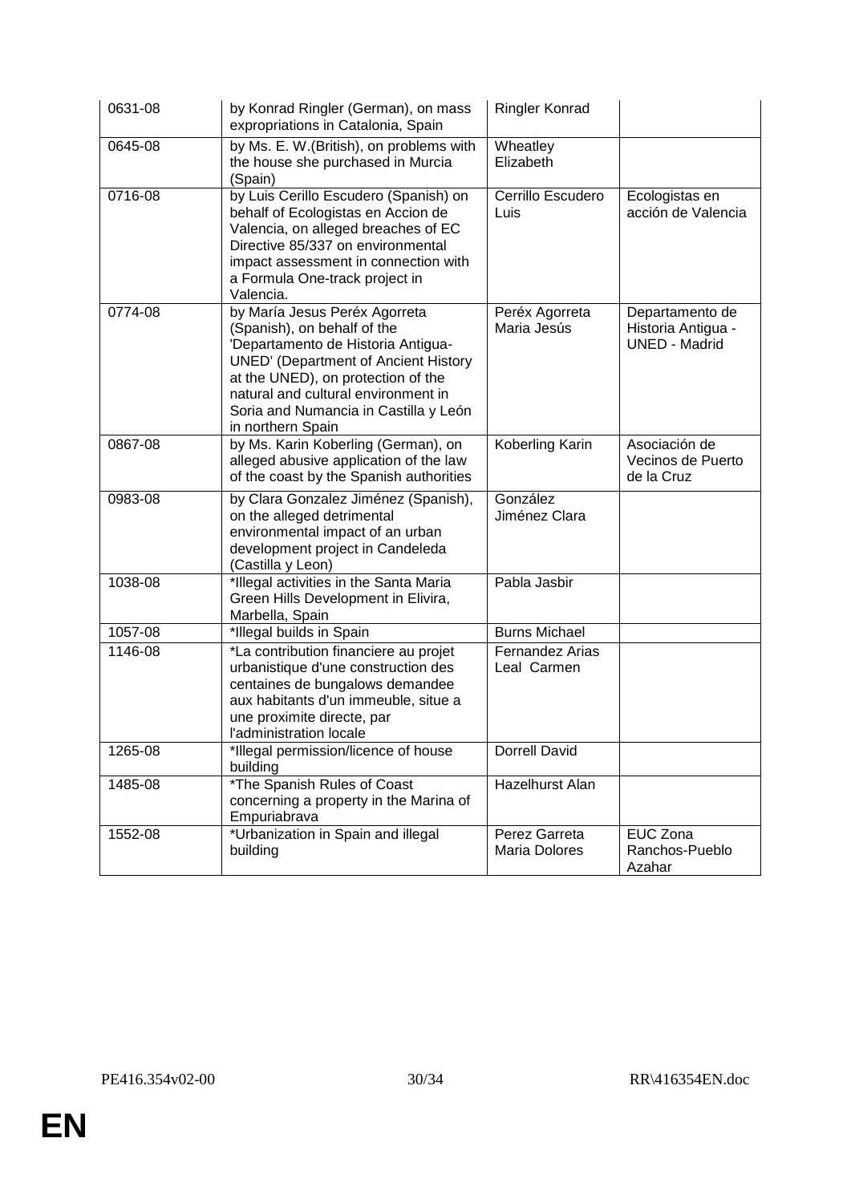| | | | |
|---|---|---|---|
| 0631-08 | by Konrad Ringler (German), on mass expropriations in Catalonia, Spain | Ringler Konrad | |
| 0645-08 | by Ms. E. W.(British), on problems with the house she purchased in Murcia (Spain) | Wheatley Elizabeth | |
| 0716-08 | by Luis Cerillo Escudero (Spanish) on behalf of Ecologistas en Accion de Valencia, on alleged breaches of EC Directive 85/337 on environmental impact assessment in connection with a Formula One-track project in Valencia. | Cerrillo Escudero Luis | Ecologistas en acción de Valencia |
| 0774-08 | by María Jesus Peréx Agorreta (Spanish), on behalf of the 'Departamento de Historia Antigua-UNED' (Department of Ancient History at the UNED), on protection of the natural and cultural environment in Soria and Numancia in Castilla y León in northern Spain | Peréx Agorreta Maria Jesús | Departamento de Historia Antigua - UNED - Madrid |
| 0867-08 | by Ms. Karin Koberling (German), on alleged abusive application of the law of the coast by the Spanish authorities | Koberling Karin | Asociación de Vecinos de Puerto de la Cruz |
| 0983-08 | by Clara Gonzalez Jiménez (Spanish), on the alleged detrimental environmental impact of an urban development project in Candeleda (Castilla y Leon) | González Jiménez Clara | |
| 1038-08 | *Illegal activities in the Santa Maria Green Hills Development in Elivira, Marbella, Spain | Pabla Jasbir | |
| 1057-08 | *Illegal builds in Spain | Burns Michael | |
| 1146-08 | *La contribution financiere au projet urbanistique d'une construction des centaines de bungalows demandee aux habitants d'un immeuble, situe a une proximite directe, par l'administration locale | Fernandez Arias Leal Carmen | |
| 1265-08 | *Illegal permission/licence of house building | Dorrell David | |
| 1485-08 | *The Spanish Rules of Coast concerning a property in the Marina of Empuriabrava | Hazelhurst Alan | |
| 1552-08 | *Urbanization in Spain and illegal building | Perez Garreta Maria Dolores | EUC Zona Ranchos-Pueblo Azahar |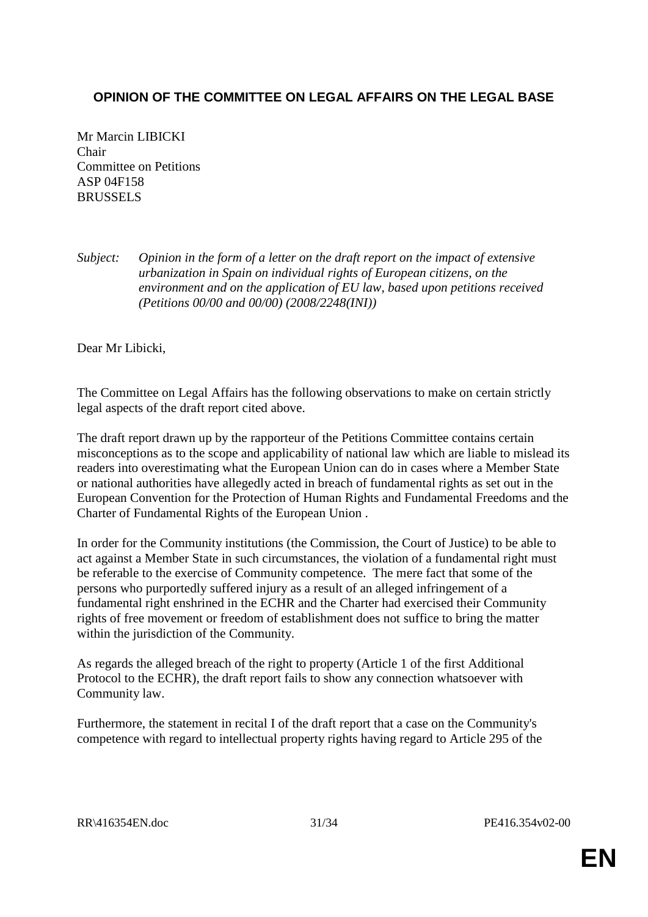## OPINION OF THE COMMITTEE ON LEGAL AFFAIRS ON THE LEGAL BASE

Mr Marcin LIBICKI
Chair
Committee on Petitions
ASP 04F158
BRUSSELS

*Subject: Opinion in the form of a letter on the draft report on the impact of extensive urbanization in Spain on individual rights of European citizens, on the environment and on the application of EU law, based upon petitions received (Petitions 00/00 and 00/00) (2008/2248(INI))*

Dear Mr Libicki,

The Committee on Legal Affairs has the following observations to make on certain strictly legal aspects of the draft report cited above.

The draft report drawn up by the rapporteur of the Petitions Committee contains certain misconceptions as to the scope and applicability of national law which are liable to mislead its readers into overestimating what the European Union can do in cases where a Member State or national authorities have allegedly acted in breach of fundamental rights as set out in the European Convention for the Protection of Human Rights and Fundamental Freedoms and the Charter of Fundamental Rights of the European Union .

In order for the Community institutions (the Commission, the Court of Justice) to be able to act against a Member State in such circumstances, the violation of a fundamental right must be referable to the exercise of Community competence. The mere fact that some of the persons who purportedly suffered injury as a result of an alleged infringement of a fundamental right enshrined in the ECHR and the Charter had exercised their Community rights of free movement or freedom of establishment does not suffice to bring the matter within the jurisdiction of the Community.

As regards the alleged breach of the right to property (Article 1 of the first Additional Protocol to the ECHR), the draft report fails to show any connection whatsoever with Community law.

Furthermore, the statement in recital I of the draft report that a case on the Community's competence with regard to intellectual property rights having regard to Article 295 of the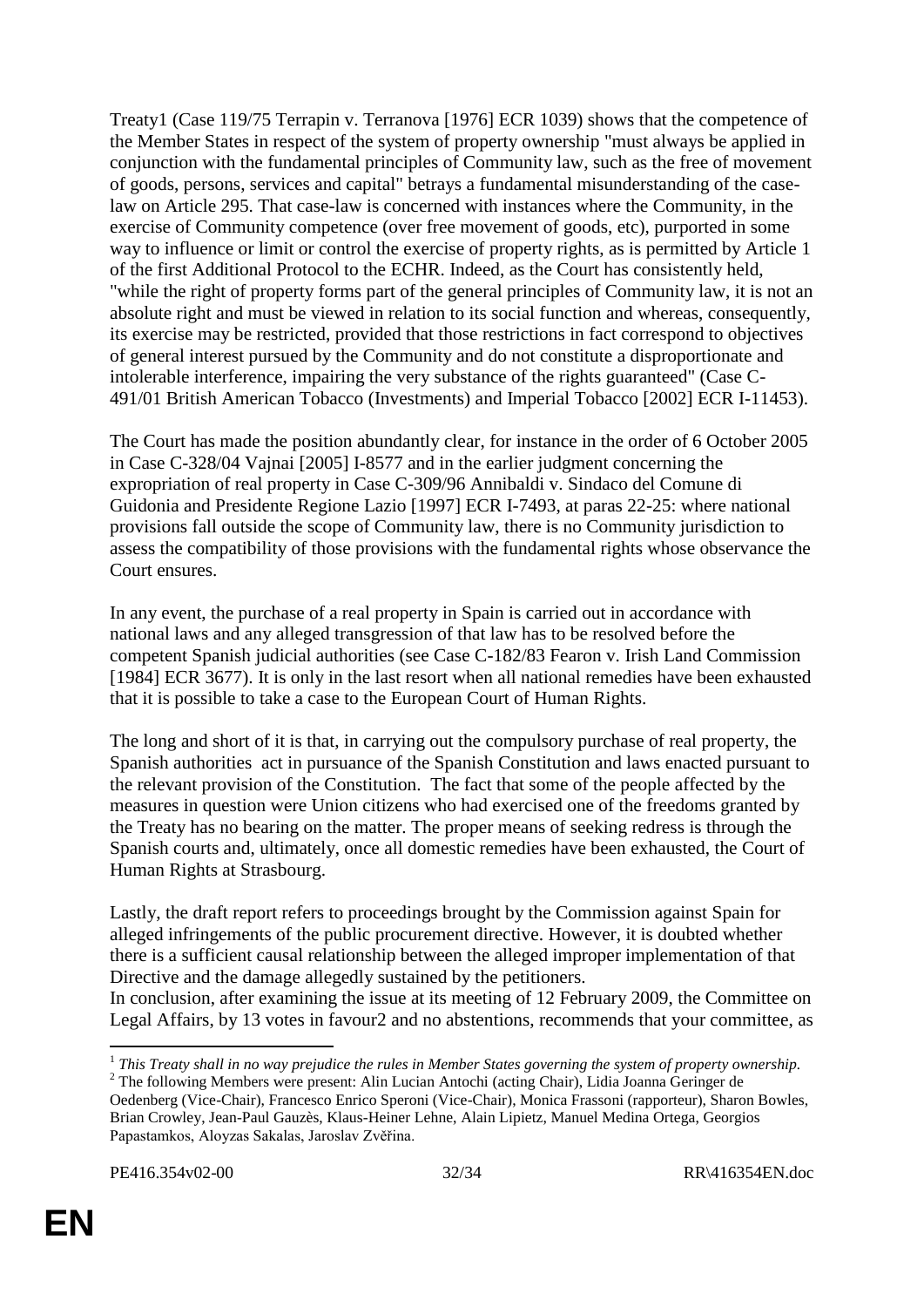Treaty[1] (Case 119/75 Terrapin v. Terranova [1976] ECR 1039) shows that the competence of the Member States in respect of the system of property ownership "must always be applied in conjunction with the fundamental principles of Community law, such as the free of movement of goods, persons, services and capital" betrays a fundamental misunderstanding of the case-law on Article 295. That case-law is concerned with instances where the Community, in the exercise of Community competence (over free movement of goods, etc), purported in some way to influence or limit or control the exercise of property rights, as is permitted by Article 1 of the first Additional Protocol to the ECHR. Indeed, as the Court has consistently held, "while the right of property forms part of the general principles of Community law, it is not an absolute right and must be viewed in relation to its social function and whereas, consequently, its exercise may be restricted, provided that those restrictions in fact correspond to objectives of general interest pursued by the Community and do not constitute a disproportionate and intolerable interference, impairing the very substance of the rights guaranteed" (Case C-491/01 British American Tobacco (Investments) and Imperial Tobacco [2002] ECR I-11453).

The Court has made the position abundantly clear, for instance in the order of 6 October 2005 in Case C-328/04 Vajnai [2005] I-8577 and in the earlier judgment concerning the expropriation of real property in Case C-309/96 Annibaldi v. Sindaco del Comune di Guidonia and Presidente Regione Lazio [1997] ECR I-7493, at paras 22-25: where national provisions fall outside the scope of Community law, there is no Community jurisdiction to assess the compatibility of those provisions with the fundamental rights whose observance the Court ensures.

In any event, the purchase of a real property in Spain is carried out in accordance with national laws and any alleged transgression of that law has to be resolved before the competent Spanish judicial authorities (see Case C-182/83 Fearon v. Irish Land Commission [1984] ECR 3677). It is only in the last resort when all national remedies have been exhausted that it is possible to take a case to the European Court of Human Rights.

The long and short of it is that, in carrying out the compulsory purchase of real property, the Spanish authorities act in pursuance of the Spanish Constitution and laws enacted pursuant to the relevant provision of the Constitution. The fact that some of the people affected by the measures in question were Union citizens who had exercised one of the freedoms granted by the Treaty has no bearing on the matter. The proper means of seeking redress is through the Spanish courts and, ultimately, once all domestic remedies have been exhausted, the Court of Human Rights at Strasbourg.

Lastly, the draft report refers to proceedings brought by the Commission against Spain for alleged infringements of the public procurement directive. However, it is doubted whether there is a sufficient causal relationship between the alleged improper implementation of that Directive and the damage allegedly sustained by the petitioners.
In conclusion, after examining the issue at its meeting of 12 February 2009, the Committee on Legal Affairs, by 13 votes in favour[2] and no abstentions, recommends that your committee, as

---

[1] *This Treaty shall in no way prejudice the rules in Member States governing the system of property ownership.*

[2] The following Members were present: Alin Lucian Antochi (acting Chair), Lidia Joanna Geringer de Oedenberg (Vice-Chair), Francesco Enrico Speroni (Vice-Chair), Monica Frassoni (rapporteur), Sharon Bowles, Brian Crowley, Jean-Paul Gauzès, Klaus-Heiner Lehne, Alain Lipietz, Manuel Medina Ortega, Georgios Papastamkos, Aloyzas Sakalas, Jaroslav Zvěřina.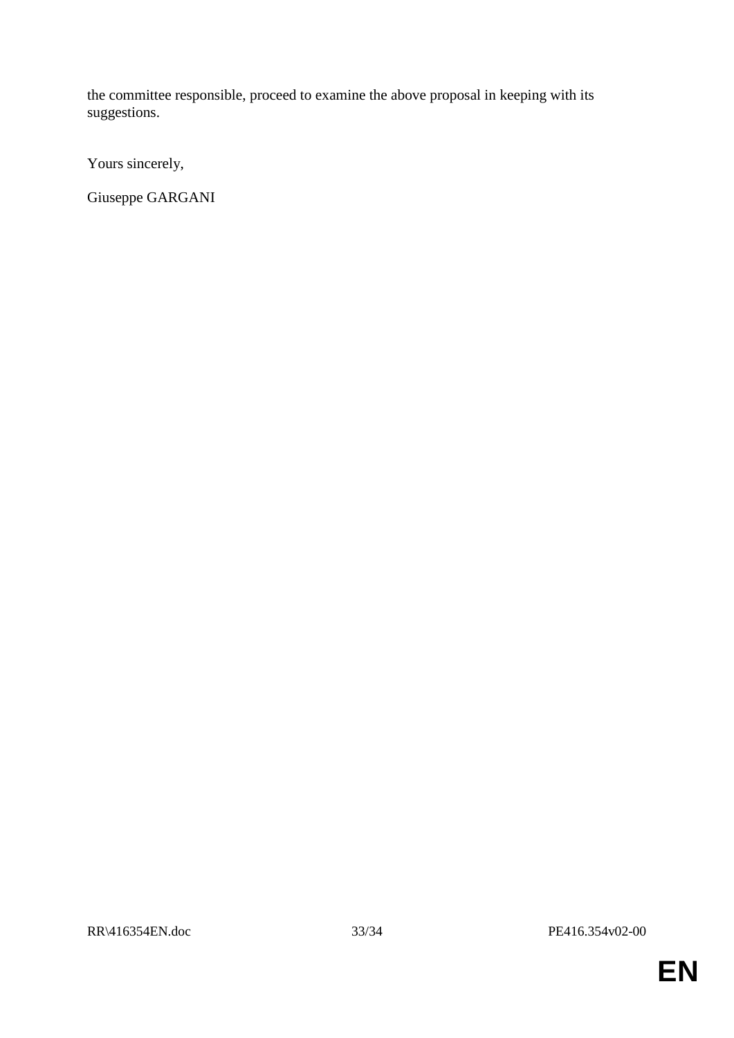the committee responsible, proceed to examine the above proposal in keeping with its suggestions.

Yours sincerely,

Giuseppe GARGANI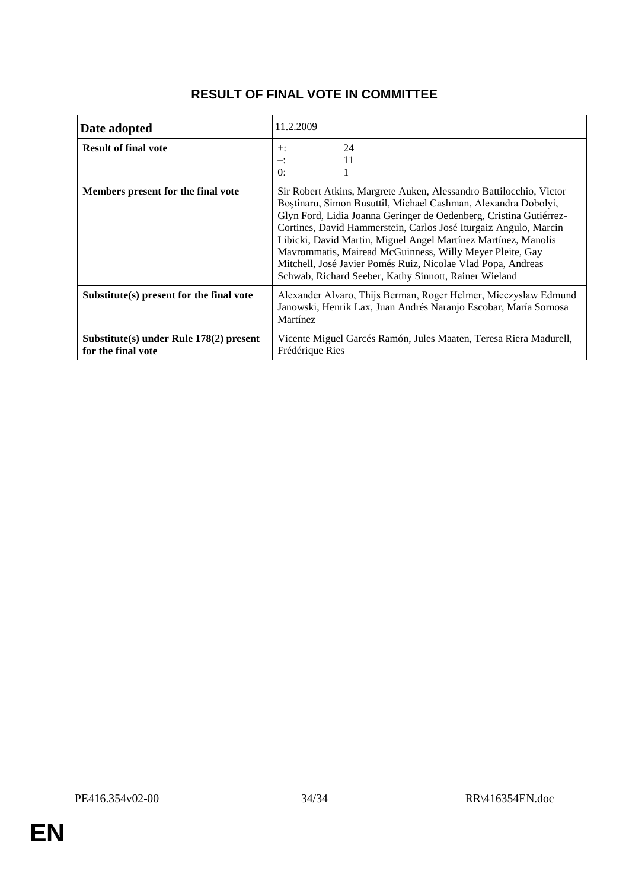## RESULT OF FINAL VOTE IN COMMITTEE

| | |
|---|---|
| **Date adopted** | 11.2.2009 |
| **Result of final vote** | +: 24<br>–: 11<br>0: 1 |
| **Members present for the final vote** | Sir Robert Atkins, Margrete Auken, Alessandro Battilocchio, Victor Boştinaru, Simon Busuttil, Michael Cashman, Alexandra Dobolyi, Glyn Ford, Lidia Joanna Geringer de Oedenberg, Cristina Gutiérrez-Cortines, David Hammerstein, Carlos José Iturgaiz Angulo, Marcin Libicki, David Martin, Miguel Angel Martínez Martínez, Manolis Mavrommatis, Mairead McGuinness, Willy Meyer Pleite, Gay Mitchell, José Javier Pomés Ruiz, Nicolae Vlad Popa, Andreas Schwab, Richard Seeber, Kathy Sinnott, Rainer Wieland |
| **Substitute(s) present for the final vote** | Alexander Alvaro, Thijs Berman, Roger Helmer, Mieczysław Edmund Janowski, Henrik Lax, Juan Andrés Naranjo Escobar, María Sornosa Martínez |
| **Substitute(s) under Rule 178(2) present for the final vote** | Vicente Miguel Garcés Ramón, Jules Maaten, Teresa Riera Madurell, Frédérique Ries |